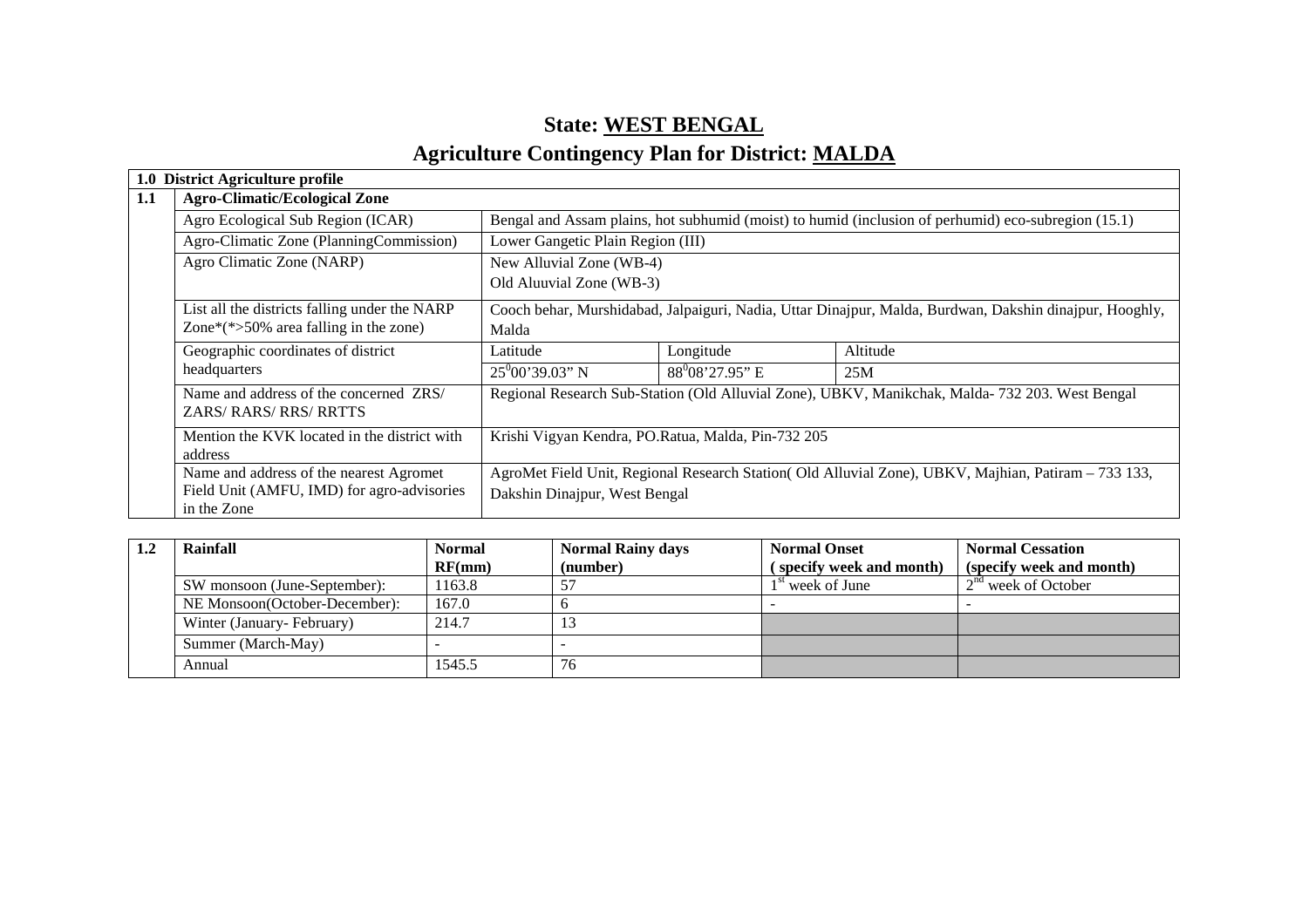# State: WEST BENGAL

# Agriculture Contingency Plan for District: MALDA

| 1.0 District Agriculture profile | | | | |
|---|---|---|---|---|
| **1.1** | **Agro-Climatic/Ecological Zone** | | | |
| | Agro Ecological Sub Region (ICAR) | Bengal and Assam plains, hot subhumid (moist) to humid (inclusion of perhumid) eco-subregion (15.1) | | |
| | Agro-Climatic Zone (PlanningCommission) | Lower Gangetic Plain Region (III) | | |
| | Agro Climatic Zone (NARP) | New Alluvial Zone (WB-4)<br>Old Aluuvial Zone (WB-3) | | |
| | List all the districts falling under the NARP Zone*(*>50% area falling in the zone) | Cooch behar, Murshidabad, Jalpaiguri, Nadia, Uttar Dinajpur, Malda, Burdwan, Dakshin dinajpur, Hooghly, Malda | | |
| | Geographic coordinates of district headquarters | Latitude | Longitude | Altitude |
| | | $25^0$00'39.03" N | $88^0$08'27.95" E | 25M |
| | Name and address of the concerned ZRS/ ZARS/ RARS/ RRS/ RRTTS | Regional Research Sub-Station (Old Alluvial Zone), UBKV, Manikchak, Malda- 732 203. West Bengal | | |
| | Mention the KVK located in the district with address | Krishi Vigyan Kendra, PO.Ratua, Malda, Pin-732 205 | | |
| | Name and address of the nearest Agromet Field Unit (AMFU, IMD) for agro-advisories in the Zone | AgroMet Field Unit, Regional Research Station( Old Alluvial Zone), UBKV, Majhian, Patiram – 733 133, Dakshin Dinajpur, West Bengal | | |

| 1.2 | Rainfall | Normal RF(mm) | Normal Rainy days (number) | Normal Onset ( specify week and month) | Normal Cessation (specify week and month) |
|---|---|---|---|---|---|
| | SW monsoon (June-September): | 1163.8 | 57 | 1st week of June | 2nd week of October |
| | NE Monsoon(October-December): | 167.0 | 6 | - | - |
| | Winter (January- February) | 214.7 | 13 | | |
| | Summer (March-May) | - | - | | |
| | Annual | 1545.5 | 76 | | |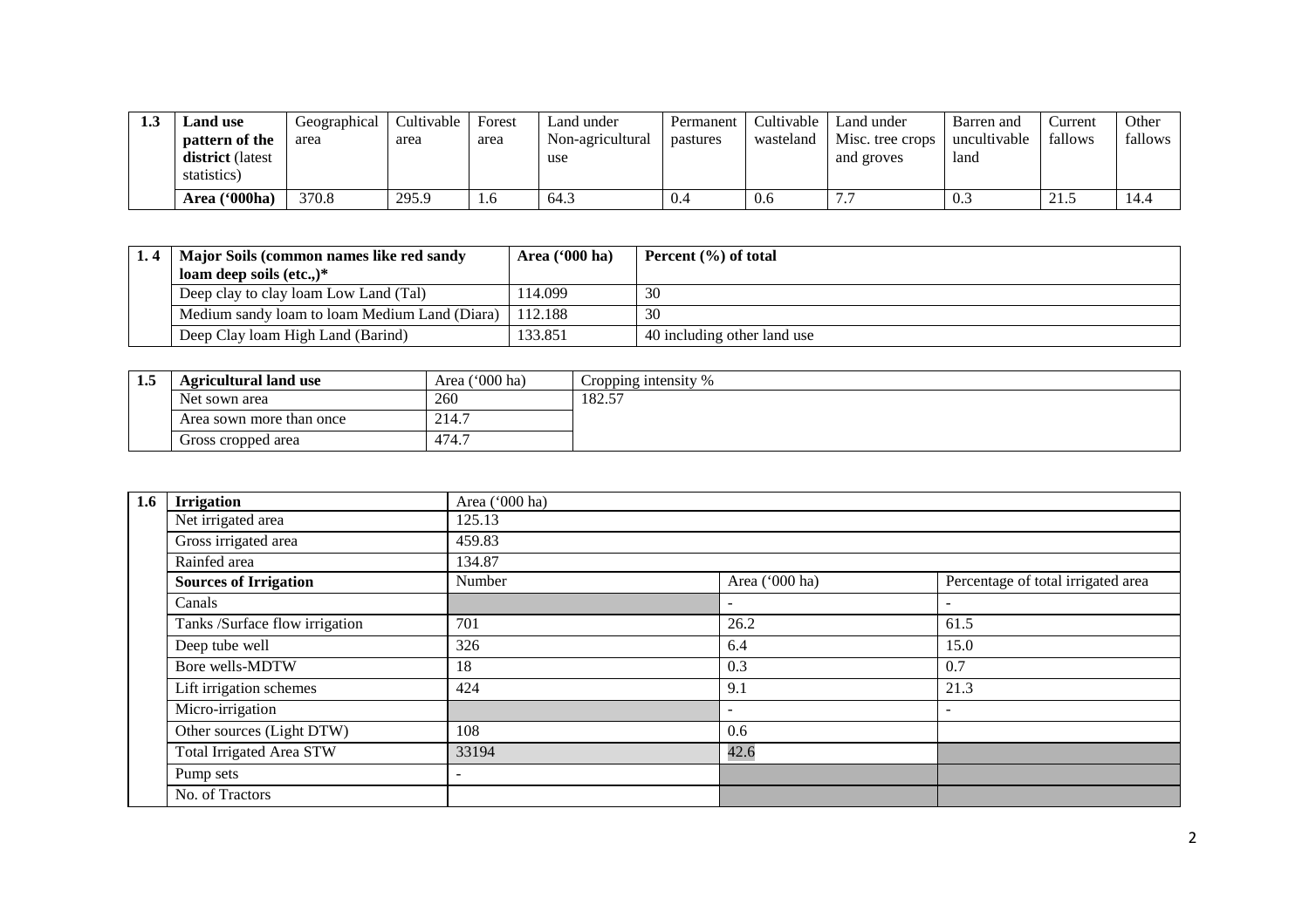| 1.3 | Land use pattern of the district (latest statistics) | Geographical area | Cultivable area | Forest area | Land under Non-agricultural use | Permanent pastures | Cultivable wasteland | Land under Misc. tree crops and groves | Barren and uncultivable land | Current fallows | Other fallows |
|---|---|---|---|---|---|---|---|---|---|---|---|
| | Area ('000ha) | 370.8 | 295.9 | 1.6 | 64.3 | 0.4 | 0.6 | 7.7 | 0.3 | 21.5 | 14.4 |

| 1. 4 | Major Soils (common names like red sandy loam deep soils (etc.,)* | Area ('000 ha) | Percent (%) of total |
|---|---|---|---|
| | Deep clay to clay loam Low Land (Tal) | 114.099 | 30 |
| | Medium sandy loam to loam Medium Land (Diara) | 112.188 | 30 |
| | Deep Clay loam High Land (Barind) | 133.851 | 40 including other land use |

| 1.5 | Agricultural land use | Area ('000 ha) | Cropping intensity % |
|---|---|---|---|
| | Net sown area | 260 | 182.57 |
| | Area sown more than once | 214.7 | |
| | Gross cropped area | 474.7 | |

| 1.6 | Irrigation | Area ('000 ha) | | |
|---|---|---|---|---|
| | Net irrigated area | 125.13 | | |
| | Gross irrigated area | 459.83 | | |
| | Rainfed area | 134.87 | | |
| | **Sources of Irrigation** | Number | Area ('000 ha) | Percentage of total irrigated area |
| | Canals | | - | - |
| | Tanks /Surface flow irrigation | 701 | 26.2 | 61.5 |
| | Deep tube well | 326 | 6.4 | 15.0 |
| | Bore wells-MDTW | 18 | 0.3 | 0.7 |
| | Lift irrigation schemes | 424 | 9.1 | 21.3 |
| | Micro-irrigation | | - | - |
| | Other sources (Light DTW) | 108 | 0.6 | |
| | Total Irrigated Area STW | 33194 | 42.6 | |
| | Pump sets | - | | |
| | No. of Tractors | | | |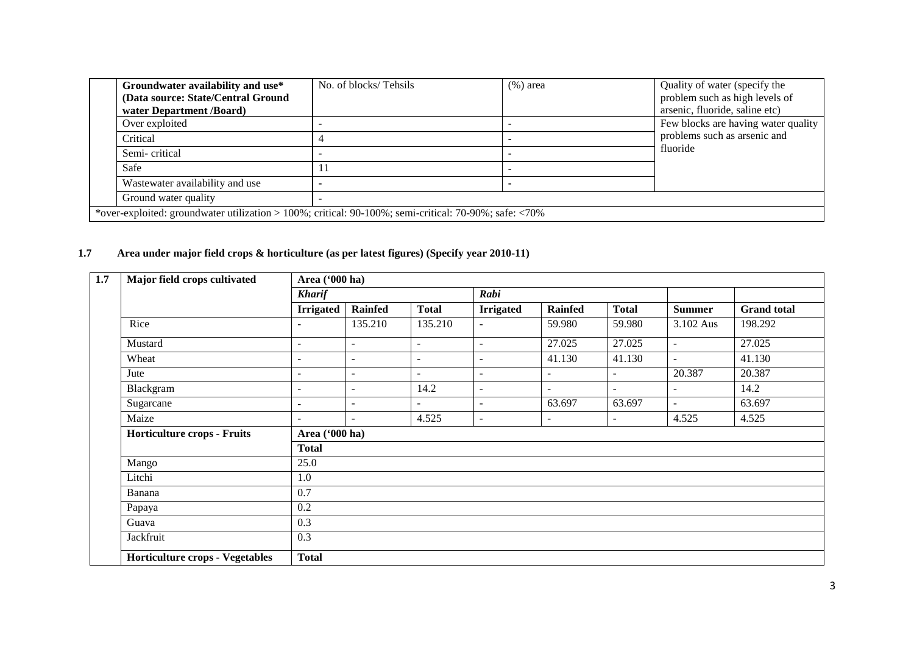| | Groundwater availability and use* (Data source: State/Central Ground water Department /Board) | No. of blocks/ Tehsils | (%) area | Quality of water (specify the problem such as high levels of arsenic, fluoride, saline etc) |
|---|---|---|---|---|
| | Over exploited | - | - | Few blocks are having water quality problems such as arsenic and fluoride |
| | Critical | 4 | - | |
| | Semi- critical | - | - | |
| | Safe | 11 | - | |
| | Wastewater availability and use | - | - | |
| | Ground water quality | - | | |
| *over-exploited: groundwater utilization > 100%; critical: 90-100%; semi-critical: 70-90%; safe: <70% | | | | |

**1.7 Area under major field crops & horticulture (as per latest figures) (Specify year 2010-11)**

| 1.7 | Major field crops cultivated | Area ('000 ha) | | | | | | | |
|---|---|---|---|---|---|---|---|---|---|
| | | *Kharif* | | | *Rabi* | | | | |
| | | **Irrigated** | **Rainfed** | **Total** | **Irrigated** | **Rainfed** | **Total** | **Summer** | **Grand total** |
| | Rice | - | 135.210 | 135.210 | - | 59.980 | 59.980 | 3.102 Aus | 198.292 |
| | Mustard | - | - | - | - | 27.025 | 27.025 | - | 27.025 |
| | Wheat | - | - | - | - | 41.130 | 41.130 | - | 41.130 |
| | Jute | - | - | - | - | - | - | 20.387 | 20.387 |
| | Blackgram | - | - | 14.2 | - | - | - | - | 14.2 |
| | Sugarcane | - | - | - | - | 63.697 | 63.697 | - | 63.697 |
| | Maize | - | - | 4.525 | - | - | - | 4.525 | 4.525 |
| | **Horticulture crops - Fruits** | **Area ('000 ha)** | | | | | | | |
| | | **Total** | | | | | | | |
| | Mango | 25.0 | | | | | | | |
| | Litchi | 1.0 | | | | | | | |
| | Banana | 0.7 | | | | | | | |
| | Papaya | 0.2 | | | | | | | |
| | Guava | 0.3 | | | | | | | |
| | Jackfruit | 0.3 | | | | | | | |
| | **Horticulture crops - Vegetables** | **Total** | | | | | | | |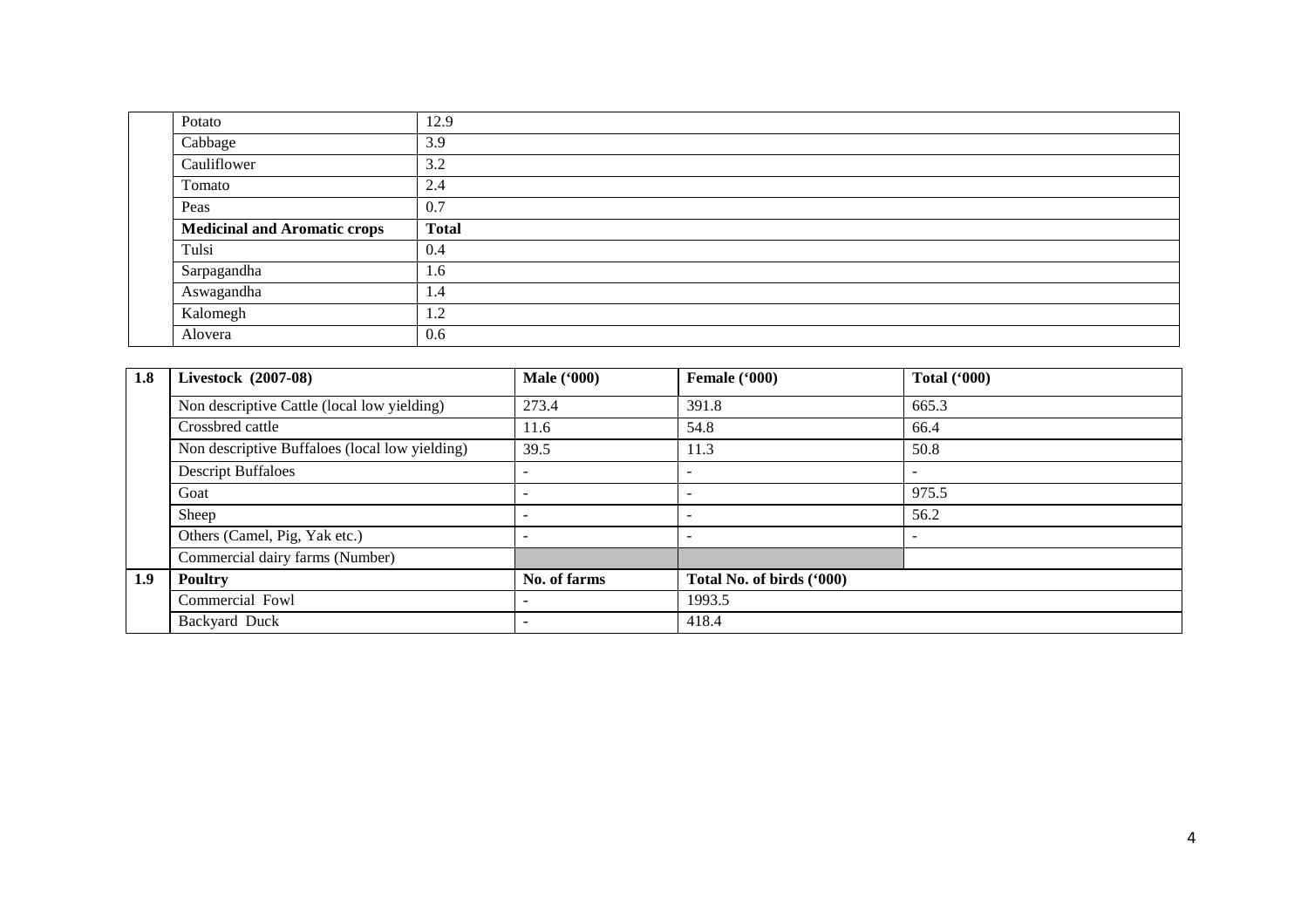| | | |
|---|---|---|
| | Potato | 12.9 |
| | Cabbage | 3.9 |
| | Cauliflower | 3.2 |
| | Tomato | 2.4 |
| | Peas | 0.7 |
| | **Medicinal and Aromatic crops** | **Total** |
| | Tulsi | 0.4 |
| | Sarpagandha | 1.6 |
| | Aswagandha | 1.4 |
| | Kalomegh | 1.2 |
| | Alovera | 0.6 |

| **1.8** | **Livestock (2007-08)** | **Male ('000)** | **Female ('000)** | **Total ('000)** |
|---|---|---|---|---|
| | Non descriptive Cattle (local low yielding) | 273.4 | 391.8 | 665.3 |
| | Crossbred cattle | 11.6 | 54.8 | 66.4 |
| | Non descriptive Buffaloes (local low yielding) | 39.5 | 11.3 | 50.8 |
| | Descript Buffaloes | - | - | - |
| | Goat | - | - | 975.5 |
| | Sheep | - | - | 56.2 |
| | Others (Camel, Pig, Yak etc.) | - | - | - |
| | Commercial dairy farms (Number) | | | |
| **1.9** | **Poultry** | **No. of farms** | **Total No. of birds ('000)** | |
| | Commercial Fowl | - | 1993.5 | |
| | Backyard Duck | - | 418.4 | |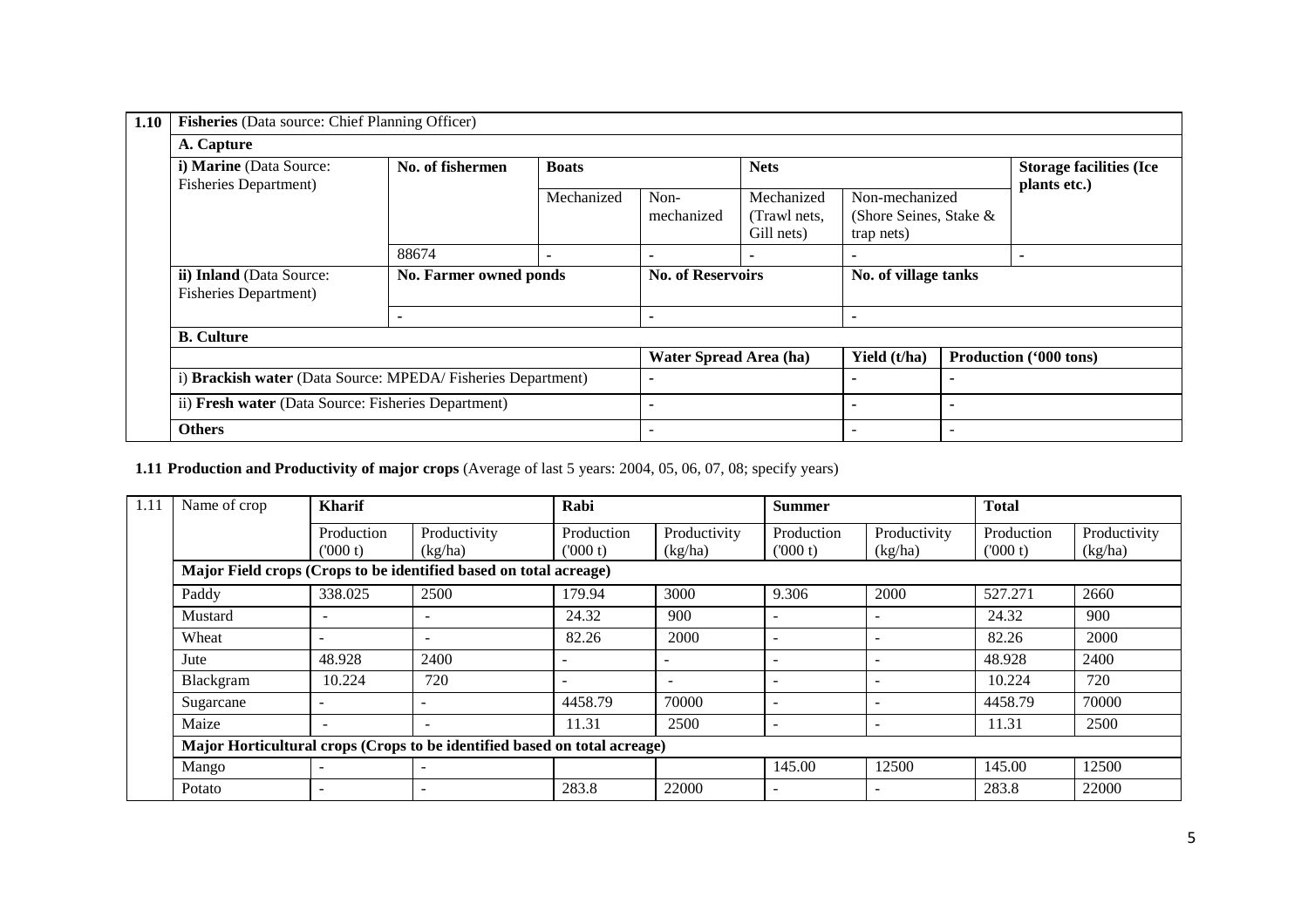| 1.10 | **Fisheries** (Data source: Chief Planning Officer) | | | | | | | |
|---|---|---|---|---|---|---|---|---|
| | **A. Capture** | | | | | | | |
| | **i) Marine** (Data Source: Fisheries Department) | **No. of fishermen** | **Boats** | | **Nets** | | | **Storage facilities (Ice plants etc.)** |
| | | | Mechanized | Non-mechanized | Mechanized (Trawl nets, Gill nets) | Non-mechanized (Shore Seines, Stake & trap nets) | | |
| | | 88674 | - | - | - | - | | - |
| | **ii) Inland** (Data Source: Fisheries Department) | **No. Farmer owned ponds** | | **No. of Reservoirs** | | **No. of village tanks** | | |
| | | - | | - | | - | | |
| | **B. Culture** | | | | | | | |
| | | | | **Water Spread Area (ha)** | | **Yield (t/ha)** | **Production ('000 tons)** | |
| | i) **Brackish water** (Data Source: MPEDA/ Fisheries Department) | | | - | | - | - | |
| | ii) **Fresh water** (Data Source: Fisheries Department) | | | - | | - | - | |
| | **Others** | | | - | | - | - | |

**1.11 Production and Productivity of major crops** (Average of last 5 years: 2004, 05, 06, 07, 08; specify years)

| 1.11 | Name of crop | **Kharif** | | **Rabi** | | **Summer** | | **Total** | |
|---|---|---|---|---|---|---|---|---|---|
| | | Production ('000 t) | Productivity (kg/ha) | Production ('000 t) | Productivity (kg/ha) | Production ('000 t) | Productivity (kg/ha) | Production ('000 t) | Productivity (kg/ha) |
| | **Major Field crops (Crops to be identified based on total acreage)** | | | | | | | | |
| | Paddy | 338.025 | 2500 | 179.94 | 3000 | 9.306 | 2000 | 527.271 | 2660 |
| | Mustard | - | - | 24.32 | 900 | - | - | 24.32 | 900 |
| | Wheat | - | - | 82.26 | 2000 | - | - | 82.26 | 2000 |
| | Jute | 48.928 | 2400 | - | - | - | - | 48.928 | 2400 |
| | Blackgram | 10.224 | 720 | - | - | - | - | 10.224 | 720 |
| | Sugarcane | - | - | 4458.79 | 70000 | - | - | 4458.79 | 70000 |
| | Maize | - | - | 11.31 | 2500 | - | - | 11.31 | 2500 |
| | **Major Horticultural crops (Crops to be identified based on total acreage)** | | | | | | | | |
| | Mango | - | - | | | 145.00 | 12500 | 145.00 | 12500 |
| | Potato | - | - | 283.8 | 22000 | - | - | 283.8 | 22000 |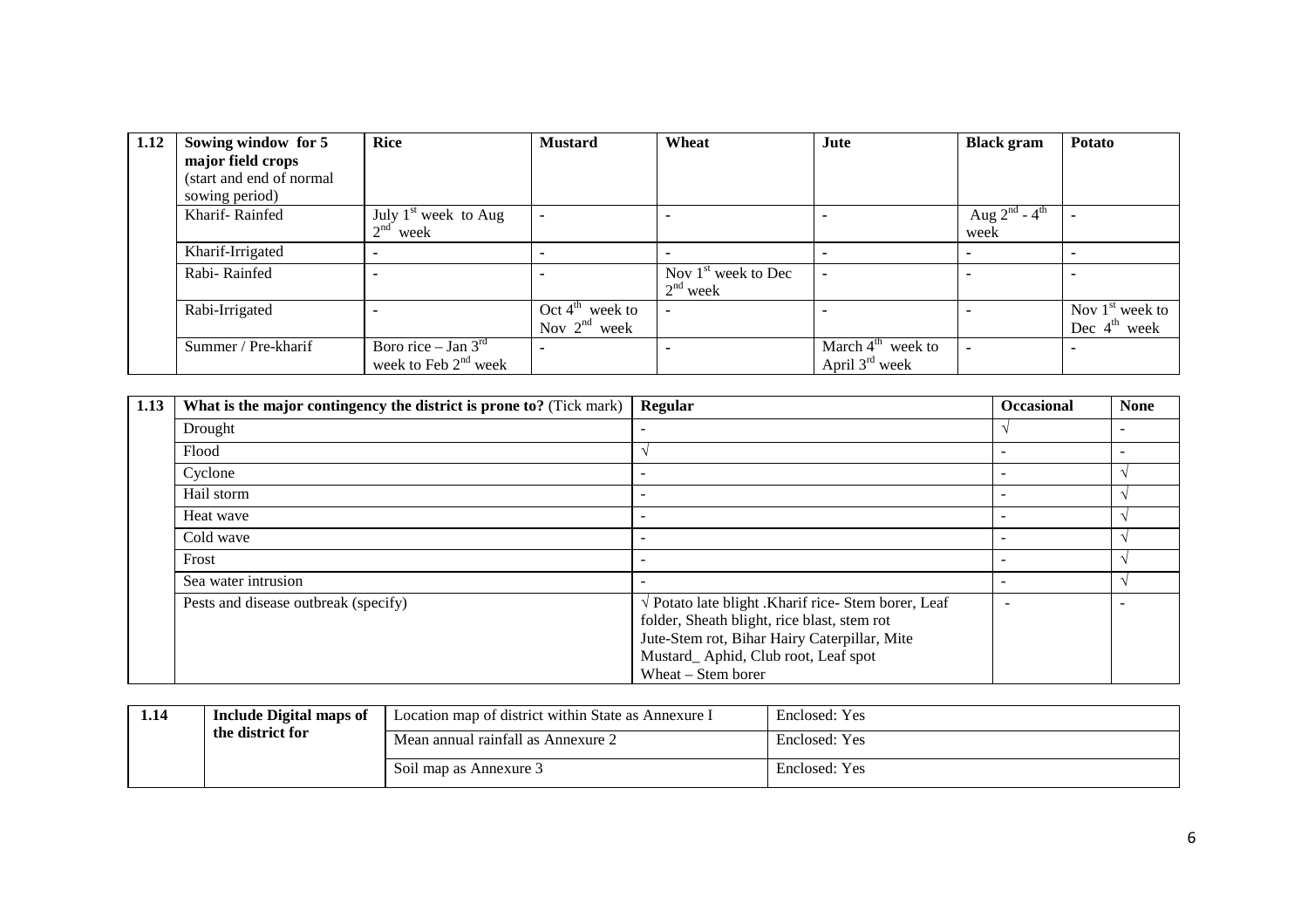| 1.12 | Sowing window for 5 major field crops (start and end of normal sowing period) | Rice | Mustard | Wheat | Jute | Black gram | Potato |
|---|---|---|---|---|---|---|---|
| | Kharif- Rainfed | July 1st week to Aug 2nd week | - | - | - | Aug 2nd - 4th week | - |
| | Kharif-Irrigated | - | - | - | - | - | - |
| | Rabi- Rainfed | - | - | Nov 1st week to Dec 2nd week | - | - | - |
| | Rabi-Irrigated | - | Oct 4th week to Nov 2nd week | - | - | - | Nov 1st week to Dec 4th week |
| | Summer / Pre-kharif | Boro rice – Jan 3rd week to Feb 2nd week | - | - | March 4th week to April 3rd week | - | - |

| 1.13 | What is the major contingency the district is prone to? (Tick mark) | Regular | Occasional | None |
|---|---|---|---|---|
| | Drought | - | √ | - |
| | Flood | √ | - | - |
| | Cyclone | - | - | √ |
| | Hail storm | - | - | √ |
| | Heat wave | - | - | √ |
| | Cold wave | - | - | √ |
| | Frost | - | - | √ |
| | Sea water intrusion | - | - | √ |
| | Pests and disease outbreak (specify) | √ Potato late blight .Kharif rice- Stem borer, Leaf folder, Sheath blight, rice blast, stem rot Jute-Stem rot, Bihar Hairy Caterpillar, Mite Mustard_ Aphid, Club root, Leaf spot Wheat – Stem borer | - | - |

| 1.14 | Include Digital maps of the district for | Location map of district within State as Annexure I | Enclosed: Yes |
|---|---|---|---|
| | | Mean annual rainfall as Annexure 2 | Enclosed: Yes |
| | | Soil map as Annexure 3 | Enclosed: Yes |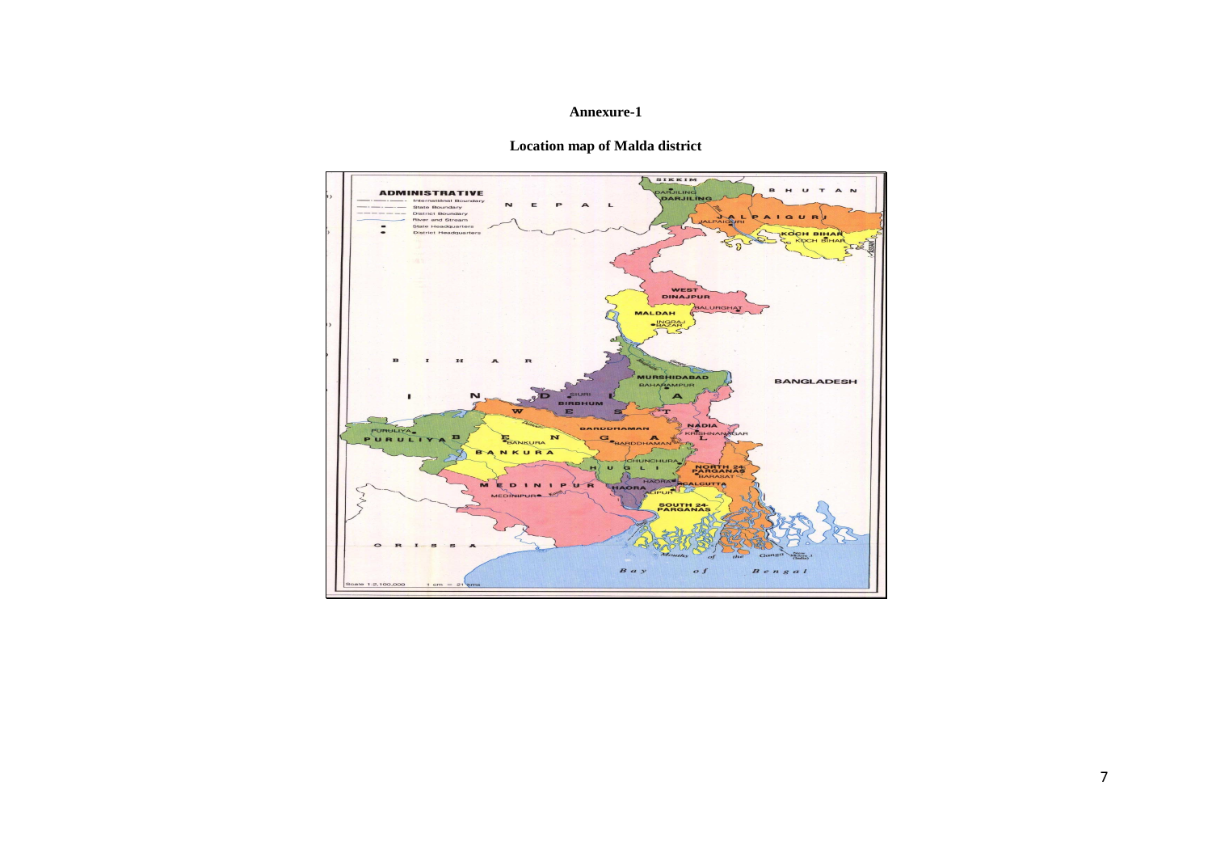**Annexure-1**

**Location map of Malda district**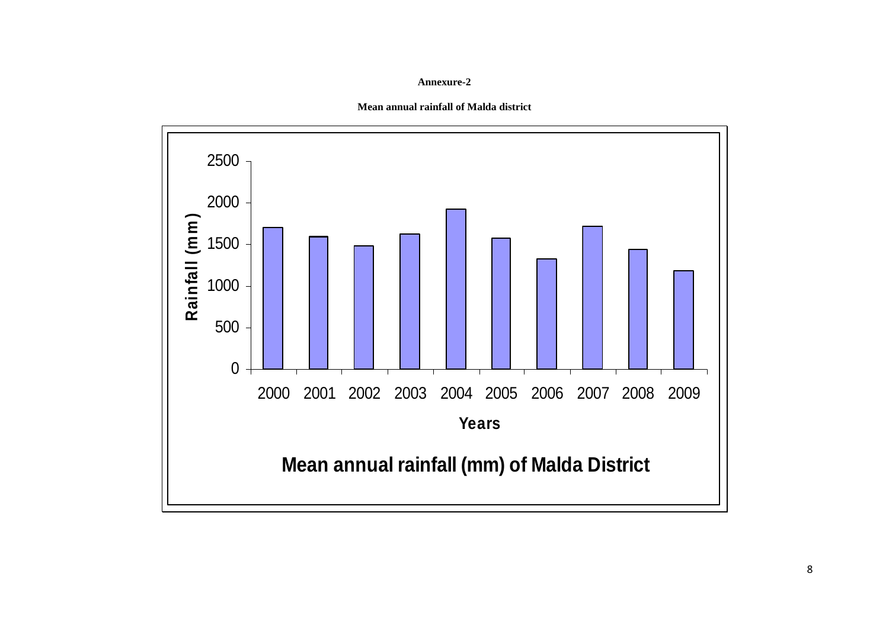**Annexure-2**

**Mean annual rainfall of Malda district**

2500
2000
1500
1000
500
0

Rainfall (mm)

2000 2001 2002 2003 2004 2005 2006 2007 2008 2009

Years

Mean annual rainfall (mm) of Malda District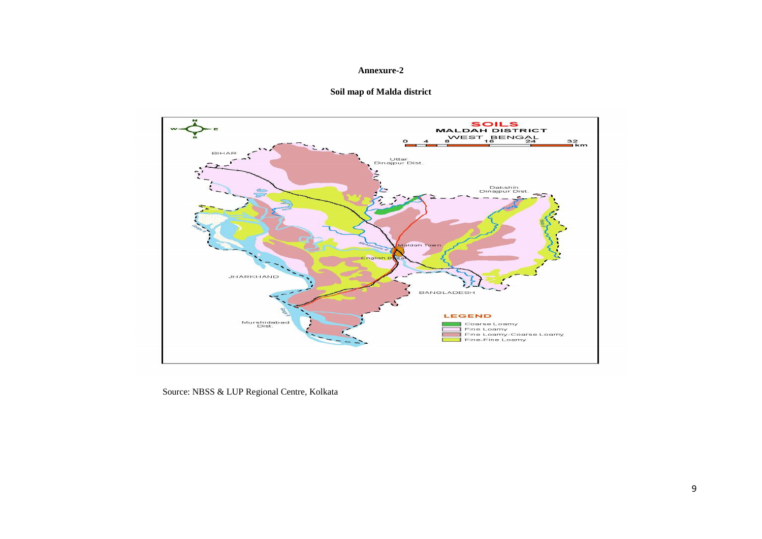**Annexure-2**

**Soil map of Malda district**

SOILS
MALDAH DISTRICT
WEST BENGAL
0 4 8 16 24 32 km

BIHAR
Uttar Dinajpur Dist.
Dakshin Dinajpur Dist.
Maldah Town
English Bazar
JHARKHAND
BANGLADESH
Murshidabad Dist.

LEGEND
Coarse Loamy
Fine Loamy
Fine Loamy-Coarse Loamy
Fine-Fine Loamy

Source: NBSS & LUP Regional Centre, Kolkata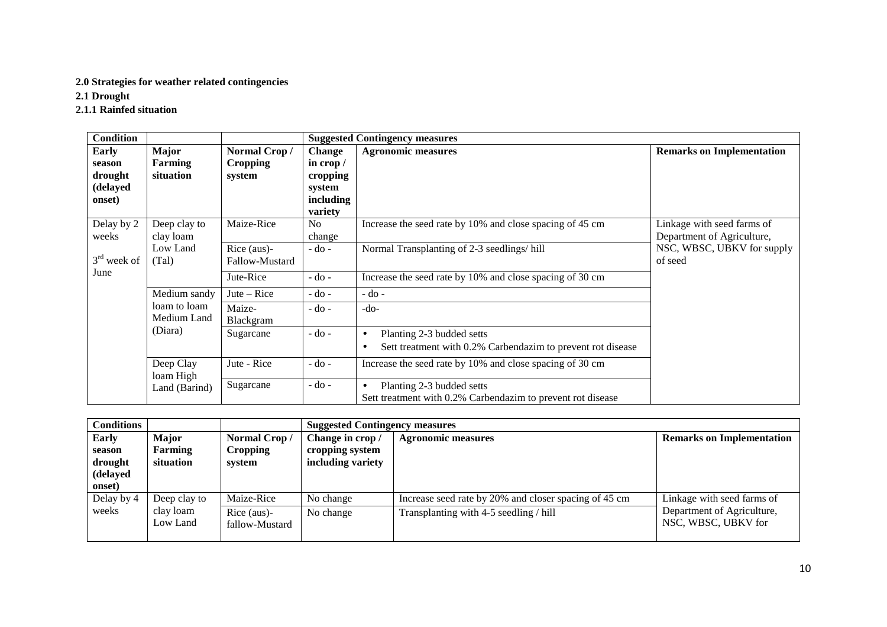**2.0 Strategies for weather related contingencies**

**2.1 Drought**

**2.1.1 Rainfed situation**

| **Condition** | | | **Suggested Contingency measures** | | |
|---|---|---|---|---|---|
| **Early season drought (delayed onset)** | **Major Farming situation** | **Normal Crop / Cropping system** | **Change in crop / cropping system including variety** | **Agronomic measures** | **Remarks on Implementation** |
| Delay by 2 weeks<br><br>3rd week of June | Deep clay to clay loam Low Land (Tal) | Maize-Rice | No change | Increase the seed rate by 10% and close spacing of 45 cm | Linkage with seed farms of Department of Agriculture, NSC, WBSC, UBKV for supply of seed |
| | | Rice (aus)-Fallow-Mustard | - do - | Normal Transplanting of 2-3 seedlings/ hill | |
| | | Jute-Rice | - do - | Increase the seed rate by 10% and close spacing of 30 cm | |
| | Medium sandy loam to loam Medium Land (Diara) | Jute – Rice | - do - | - do - | |
| | | Maize-Blackgram | - do - | -do- | |
| | | Sugarcane | - do - | • Planting 2-3 budded setts<br>• Sett treatment with 0.2% Carbendazim to prevent rot disease | |
| | Deep Clay loam High Land (Barind) | Jute - Rice | - do - | Increase the seed rate by 10% and close spacing of 30 cm | |
| | | Sugarcane | - do - | • Planting 2-3 budded setts<br>Sett treatment with 0.2% Carbendazim to prevent rot disease | |

| **Conditions** | | | **Suggested Contingency measures** | | |
|---|---|---|---|---|---|
| **Early season drought (delayed onset)** | **Major Farming situation** | **Normal Crop / Cropping system** | **Change in crop / cropping system including variety** | **Agronomic measures** | **Remarks on Implementation** |
| Delay by 4 weeks | Deep clay to clay loam Low Land | Maize-Rice | No change | Increase seed rate by 20% and closer spacing of 45 cm | Linkage with seed farms of Department of Agriculture, NSC, WBSC, UBKV for |
| | | Rice (aus)-fallow-Mustard | No change | Transplanting with 4-5 seedling / hill | |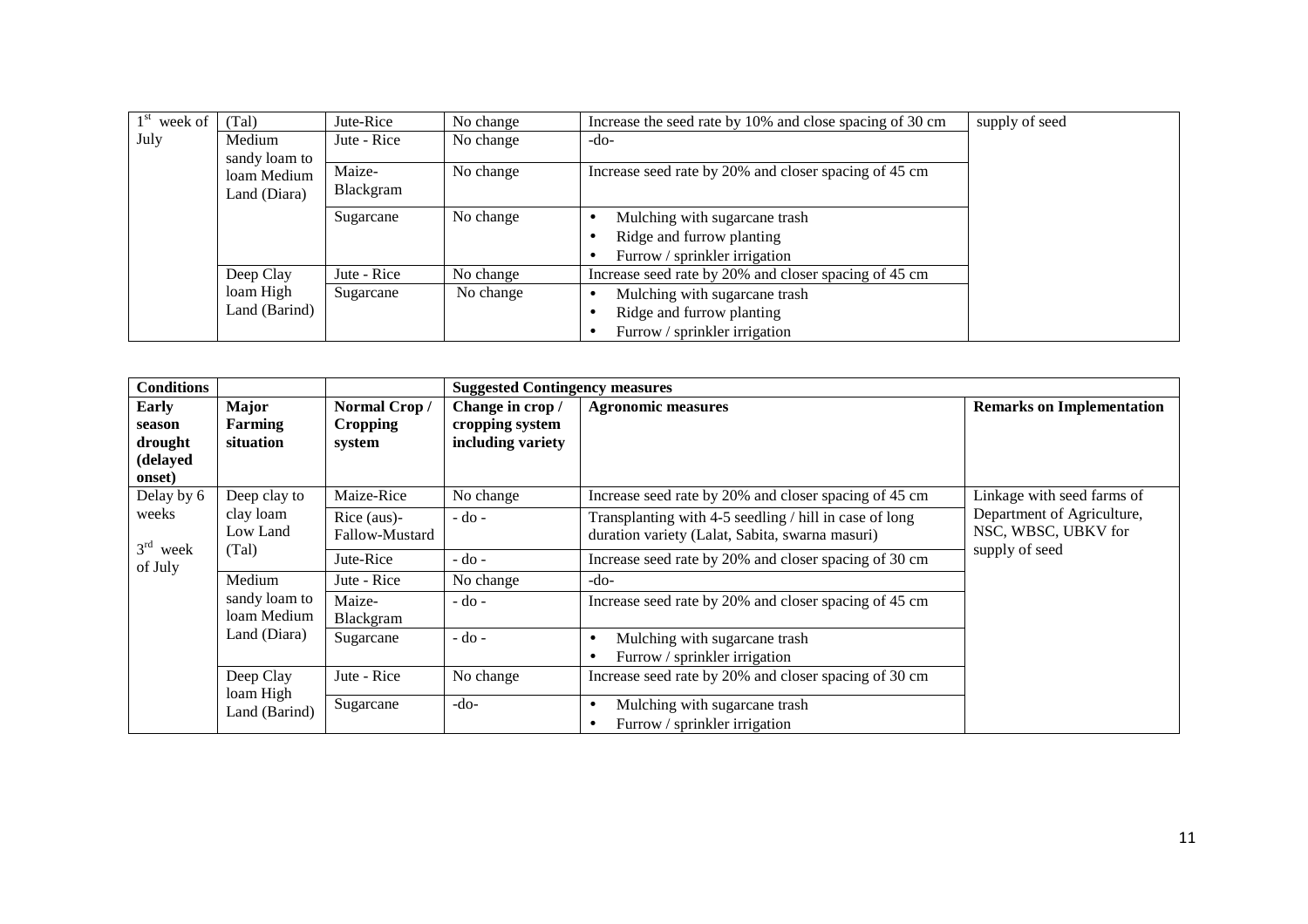| | | | | | |
|---|---|---|---|---|---|
| 1st week of July | (Tal) | Jute-Rice | No change | Increase the seed rate by 10% and close spacing of 30 cm | supply of seed |
| | Medium sandy loam to loam Medium Land (Diara) | Jute - Rice | No change | -do- | |
| | | Maize-Blackgram | No change | Increase seed rate by 20% and closer spacing of 45 cm | |
| | | Sugarcane | No change | • Mulching with sugarcane trash<br>• Ridge and furrow planting<br>• Furrow / sprinkler irrigation | |
| | Deep Clay loam High Land (Barind) | Jute - Rice | No change | Increase seed rate by 20% and closer spacing of 45 cm | |
| | | Sugarcane | No change | • Mulching with sugarcane trash<br>• Ridge and furrow planting<br>• Furrow / sprinkler irrigation | |

| **Conditions** | | | **Suggested Contingency measures** | | |
|---|---|---|---|---|---|
| **Early season drought (delayed onset)** | **Major Farming situation** | **Normal Crop / Cropping system** | **Change in crop / cropping system including variety** | **Agronomic measures** | **Remarks on Implementation** |
| Delay by 6 weeks<br>3rd week of July | Deep clay to clay loam Low Land (Tal) | Maize-Rice | No change | Increase seed rate by 20% and closer spacing of 45 cm | Linkage with seed farms of Department of Agriculture, NSC, WBSC, UBKV for supply of seed |
| | | Rice (aus)-Fallow-Mustard | - do - | Transplanting with 4-5 seedling / hill in case of long duration variety (Lalat, Sabita, swarna masuri) | |
| | | Jute-Rice | - do - | Increase seed rate by 20% and closer spacing of 30 cm | |
| | Medium sandy loam to loam Medium Land (Diara) | Jute - Rice | No change | -do- | |
| | | Maize-Blackgram | - do - | Increase seed rate by 20% and closer spacing of 45 cm | |
| | | Sugarcane | - do - | • Mulching with sugarcane trash<br>• Furrow / sprinkler irrigation | |
| | Deep Clay loam High Land (Barind) | Jute - Rice | No change | Increase seed rate by 20% and closer spacing of 30 cm | |
| | | Sugarcane | -do- | • Mulching with sugarcane trash<br>• Furrow / sprinkler irrigation | |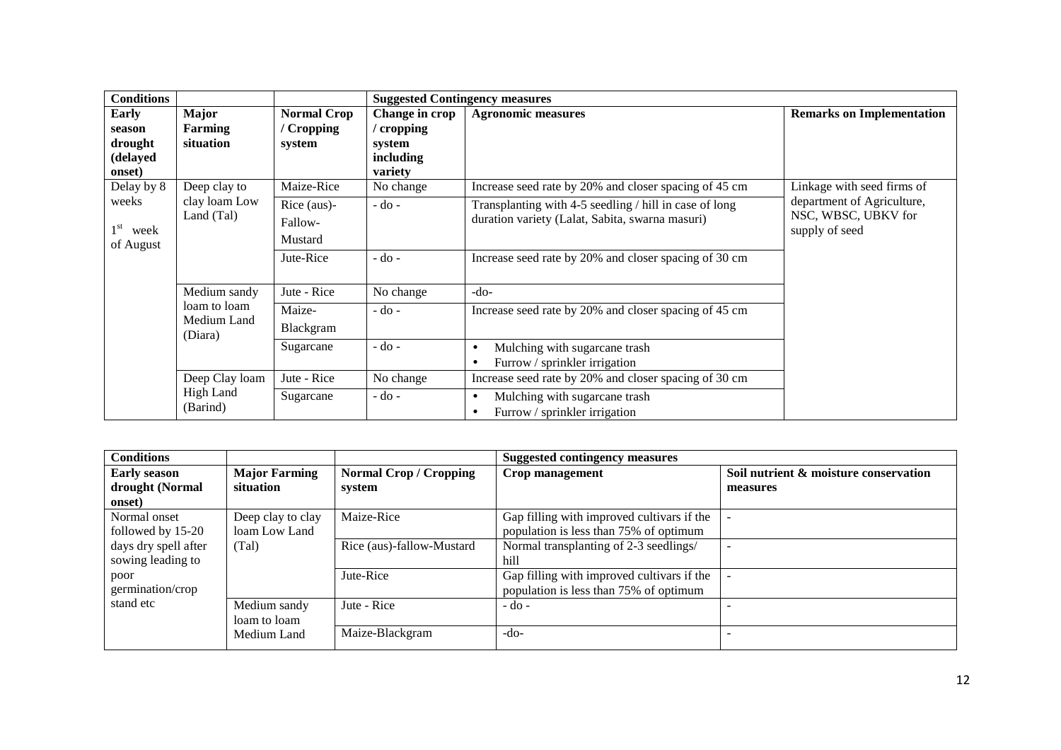| Conditions | | | Suggested Contingency measures | | |
|---|---|---|---|---|---|
| **Early season drought (delayed onset)** | **Major Farming situation** | **Normal Crop / Cropping system** | **Change in crop / cropping system including variety** | **Agronomic measures** | **Remarks on Implementation** |
| Delay by 8 weeks<br>1st week of August | Deep clay to clay loam Low Land (Tal) | Maize-Rice | No change | Increase seed rate by 20% and closer spacing of 45 cm | Linkage with seed firms of department of Agriculture, NSC, WBSC, UBKV for supply of seed |
| | | Rice (aus)-Fallow-Mustard | - do - | Transplanting with 4-5 seedling / hill in case of long duration variety (Lalat, Sabita, swarna masuri) | |
| | | Jute-Rice | - do - | Increase seed rate by 20% and closer spacing of 30 cm | |
| | Medium sandy loam to loam Medium Land (Diara) | Jute - Rice | No change | -do- | |
| | | Maize-Blackgram | - do - | Increase seed rate by 20% and closer spacing of 45 cm | |
| | | Sugarcane | - do - | • Mulching with sugarcane trash<br>• Furrow / sprinkler irrigation | |
| | Deep Clay loam High Land (Barind) | Jute - Rice | No change | Increase seed rate by 20% and closer spacing of 30 cm | |
| | | Sugarcane | - do - | • Mulching with sugarcane trash<br>• Furrow / sprinkler irrigation | |

| Conditions | | | Suggested contingency measures | |
|---|---|---|---|---|
| **Early season drought (Normal onset)** | **Major Farming situation** | **Normal Crop / Cropping system** | **Crop management** | **Soil nutrient & moisture conservation measures** |
| Normal onset followed by 15-20 days dry spell after sowing leading to poor germination/crop stand etc | Deep clay to clay loam Low Land (Tal) | Maize-Rice | Gap filling with improved cultivars if the population is less than 75% of optimum | - |
| | | Rice (aus)-fallow-Mustard | Normal transplanting of 2-3 seedlings/ hill | - |
| | | Jute-Rice | Gap filling with improved cultivars if the population is less than 75% of optimum | - |
| | Medium sandy loam to loam Medium Land | Jute - Rice | - do - | - |
| | | Maize-Blackgram | -do- | - |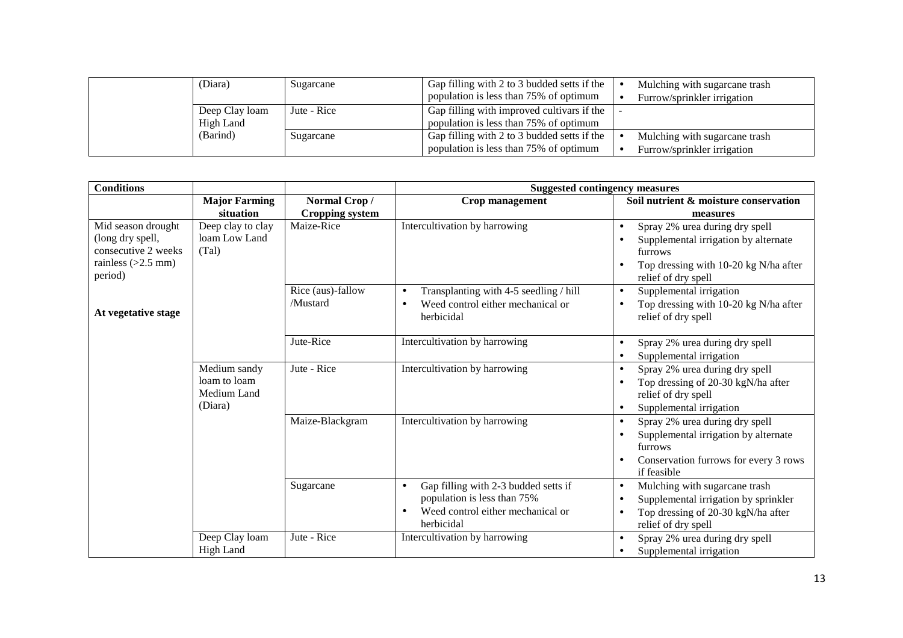| | | | | |
|---|---|---|---|---|
| | (Diara) | Sugarcane | Gap filling with 2 to 3 budded setts if the population is less than 75% of optimum | • Mulching with sugarcane trash<br>• Furrow/sprinkler irrigation |
| | Deep Clay loam High Land (Barind) | Jute - Rice | Gap filling with improved cultivars if the population is less than 75% of optimum | - |
| | | Sugarcane | Gap filling with 2 to 3 budded setts if the population is less than 75% of optimum | • Mulching with sugarcane trash<br>• Furrow/sprinkler irrigation |

| Conditions | | | Suggested contingency measures | |
|---|---|---|---|---|
| | **Major Farming situation** | **Normal Crop / Cropping system** | **Crop management** | **Soil nutrient & moisture conservation measures** |
| Mid season drought (long dry spell, consecutive 2 weeks rainless (>2.5 mm) period)<br><br>**At vegetative stage** | Deep clay to clay loam Low Land (Tal) | Maize-Rice | Intercultivation by harrowing | • Spray 2% urea during dry spell<br>• Supplemental irrigation by alternate furrows<br>• Top dressing with 10-20 kg N/ha after relief of dry spell |
| | | Rice (aus)-fallow /Mustard | • Transplanting with 4-5 seedling / hill<br>• Weed control either mechanical or herbicidal | • Supplemental irrigation<br>• Top dressing with 10-20 kg N/ha after relief of dry spell |
| | | Jute-Rice | Intercultivation by harrowing | • Spray 2% urea during dry spell<br>• Supplemental irrigation |
| | Medium sandy loam to loam Medium Land (Diara) | Jute - Rice | Intercultivation by harrowing | • Spray 2% urea during dry spell<br>• Top dressing of 20-30 kgN/ha after relief of dry spell<br>• Supplemental irrigation |
| | | Maize-Blackgram | Intercultivation by harrowing | • Spray 2% urea during dry spell<br>• Supplemental irrigation by alternate furrows<br>• Conservation furrows for every 3 rows if feasible |
| | | Sugarcane | • Gap filling with 2-3 budded setts if population is less than 75%<br>• Weed control either mechanical or herbicidal | • Mulching with sugarcane trash<br>• Supplemental irrigation by sprinkler<br>• Top dressing of 20-30 kgN/ha after relief of dry spell |
| | Deep Clay loam High Land | Jute - Rice | Intercultivation by harrowing | • Spray 2% urea during dry spell<br>• Supplemental irrigation |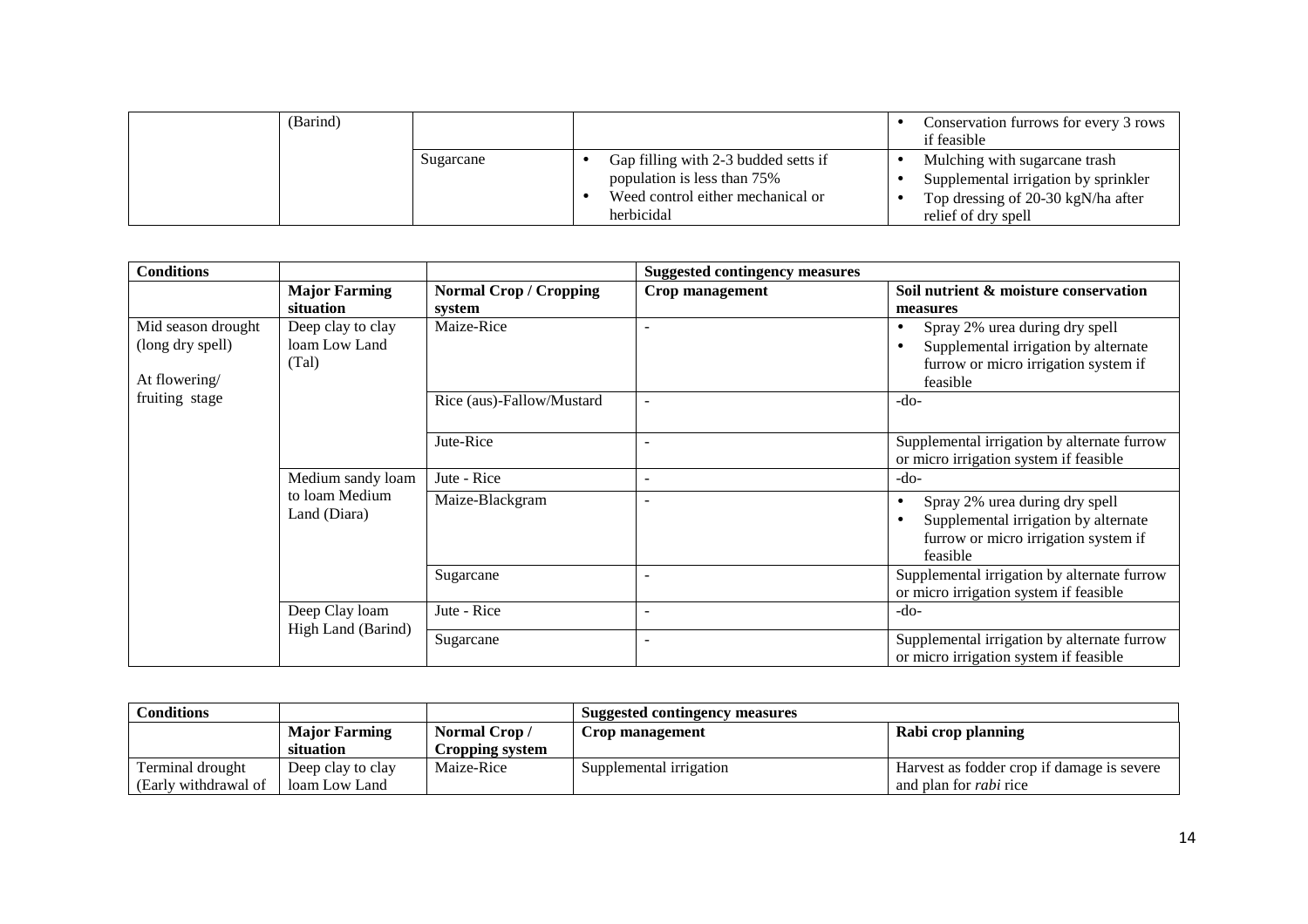| | | | | |
|---|---|---|---|---|
| | (Barind) | | | • Conservation furrows for every 3 rows if feasible |
| | | Sugarcane | • Gap filling with 2-3 budded setts if population is less than 75%<br>• Weed control either mechanical or herbicidal | • Mulching with sugarcane trash<br>• Supplemental irrigation by sprinkler<br>• Top dressing of 20-30 kgN/ha after relief of dry spell |

| **Conditions** | | | **Suggested contingency measures** | |
|---|---|---|---|---|
| | **Major Farming situation** | **Normal Crop / Cropping system** | **Crop management** | **Soil nutrient & moisture conservation measures** |
| Mid season drought (long dry spell)<br><br>At flowering/ fruiting stage | Deep clay to clay loam Low Land (Tal) | Maize-Rice | - | • Spray 2% urea during dry spell<br>• Supplemental irrigation by alternate furrow or micro irrigation system if feasible |
| | | Rice (aus)-Fallow/Mustard | - | -do- |
| | | Jute-Rice | - | Supplemental irrigation by alternate furrow or micro irrigation system if feasible |
| | Medium sandy loam to loam Medium Land (Diara) | Jute - Rice | - | -do- |
| | | Maize-Blackgram | - | • Spray 2% urea during dry spell<br>• Supplemental irrigation by alternate furrow or micro irrigation system if feasible |
| | | Sugarcane | - | Supplemental irrigation by alternate furrow or micro irrigation system if feasible |
| | Deep Clay loam High Land (Barind) | Jute - Rice | - | -do- |
| | | Sugarcane | - | Supplemental irrigation by alternate furrow or micro irrigation system if feasible |

| **Conditions** | | | **Suggested contingency measures** | |
|---|---|---|---|---|
| | **Major Farming situation** | **Normal Crop / Cropping system** | **Crop management** | **Rabi crop planning** |
| Terminal drought (Early withdrawal of | Deep clay to clay loam Low Land | Maize-Rice | Supplemental irrigation | Harvest as fodder crop if damage is severe and plan for *rabi* rice |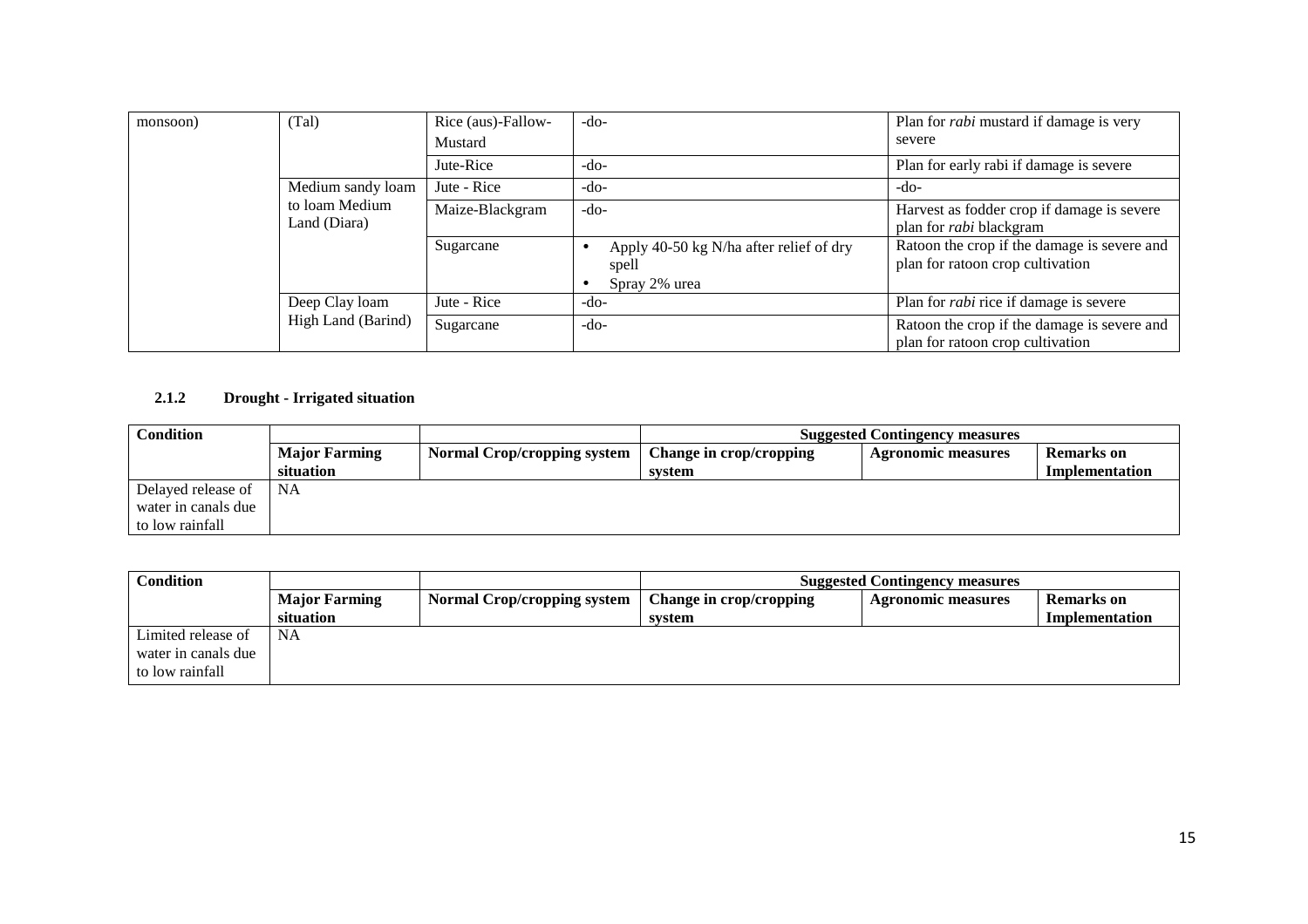| | | | | |
|---|---|---|---|---|
| monsoon) | (Tal) | Rice (aus)-Fallow-Mustard | -do- | Plan for *rabi* mustard if damage is very severe |
| | | Jute-Rice | -do- | Plan for early rabi if damage is severe |
| | Medium sandy loam to loam Medium Land (Diara) | Jute - Rice | -do- | -do- |
| | | Maize-Blackgram | -do- | Harvest as fodder crop if damage is severe plan for *rabi* blackgram |
| | | Sugarcane | • Apply 40-50 kg N/ha after relief of dry spell<br>• Spray 2% urea | Ratoon the crop if the damage is severe and plan for ratoon crop cultivation |
| | Deep Clay loam High Land (Barind) | Jute - Rice | -do- | Plan for *rabi* rice if damage is severe |
| | | Sugarcane | -do- | Ratoon the crop if the damage is severe and plan for ratoon crop cultivation |

### 2.1.2 Drought - Irrigated situation

| Condition | | | Suggested Contingency measures | | |
|---|---|---|---|---|---|
| | **Major Farming situation** | **Normal Crop/cropping system** | **Change in crop/cropping system** | **Agronomic measures** | **Remarks on Implementation** |
| Delayed release of water in canals due to low rainfall | NA | | | | |

| Condition | | | Suggested Contingency measures | | |
|---|---|---|---|---|---|
| | **Major Farming situation** | **Normal Crop/cropping system** | **Change in crop/cropping system** | **Agronomic measures** | **Remarks on Implementation** |
| Limited release of water in canals due to low rainfall | NA | | | | |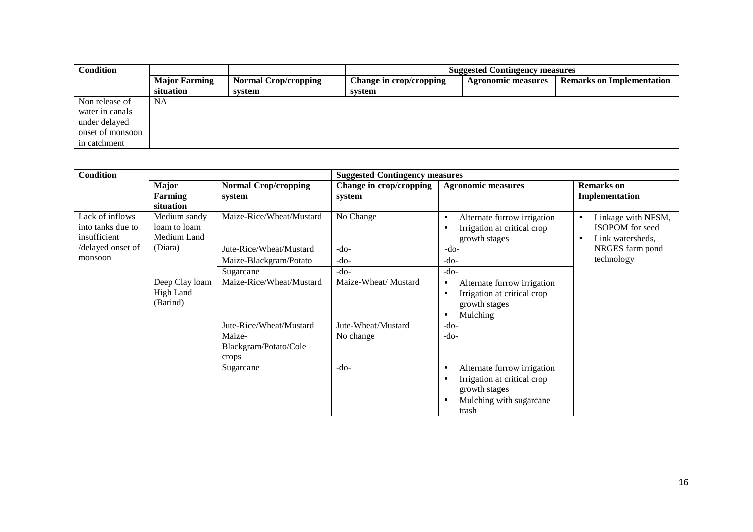| Condition | | | Suggested Contingency measures | | |
|---|---|---|---|---|---|
| | **Major Farming situation** | **Normal Crop/cropping system** | **Change in crop/cropping system** | **Agronomic measures** | **Remarks on Implementation** |
| Non release of water in canals under delayed onset of monsoon in catchment | NA | | | | |

| Condition | | | Suggested Contingency measures | | |
|---|---|---|---|---|---|
| | **Major Farming situation** | **Normal Crop/cropping system** | **Change in crop/cropping system** | **Agronomic measures** | **Remarks on Implementation** |
| Lack of inflows into tanks due to insufficient /delayed onset of monsoon | Medium sandy loam to loam Medium Land (Diara) | Maize-Rice/Wheat/Mustard | No Change | • Alternate furrow irrigation<br>• Irrigation at critical crop growth stages | • Linkage with NFSM, ISOPOM for seed<br>• Link watersheds, NRGES farm pond technology |
| | | Jute-Rice/Wheat/Mustard | -do- | -do- | |
| | | Maize-Blackgram/Potato | -do- | -do- | |
| | | Sugarcane | -do- | -do- | |
| | Deep Clay loam High Land (Barind) | Maize-Rice/Wheat/Mustard | Maize-Wheat/ Mustard | • Alternate furrow irrigation<br>• Irrigation at critical crop growth stages<br>• Mulching | |
| | | Jute-Rice/Wheat/Mustard | Jute-Wheat/Mustard | -do- | |
| | | Maize-Blackgram/Potato/Cole crops | No change | -do- | |
| | | Sugarcane | -do- | • Alternate furrow irrigation<br>• Irrigation at critical crop growth stages<br>• Mulching with sugarcane trash | |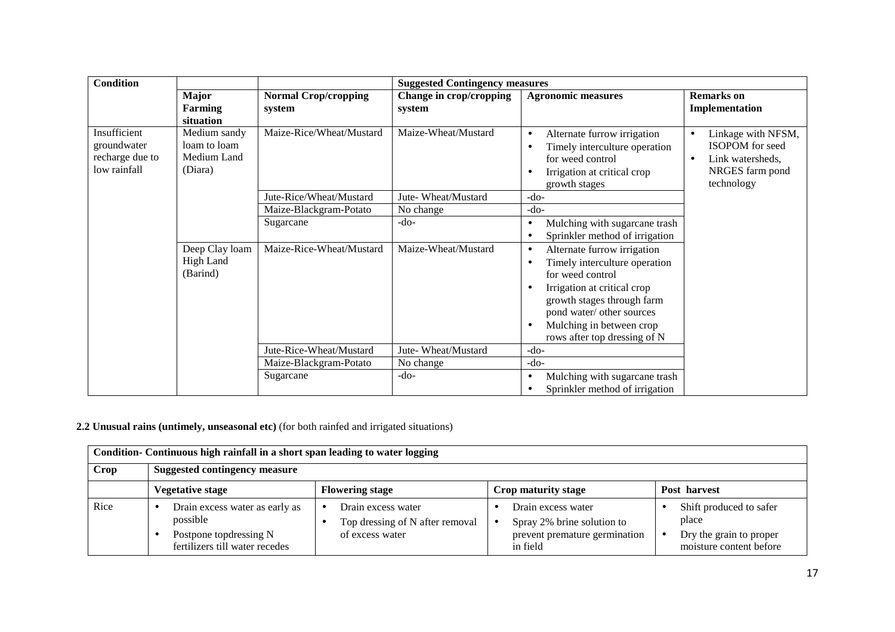| Condition | | | Suggested Contingency measures | | |
|---|---|---|---|---|---|
| | Major Farming situation | Normal Crop/cropping system | Change in crop/cropping system | Agronomic measures | Remarks on Implementation |
| Insufficient groundwater recharge due to low rainfall | Medium sandy loam to loam Medium Land (Diara) | Maize-Rice/Wheat/Mustard | Maize-Wheat/Mustard | • Alternate furrow irrigation<br>• Timely interculture operation for weed control<br>• Irrigation at critical crop growth stages | • Linkage with NFSM, ISOPOM for seed<br>• Link watersheds, NRGES farm pond technology |
| | | Jute-Rice/Wheat/Mustard | Jute- Wheat/Mustard | -do- | |
| | | Maize-Blackgram-Potato | No change | -do- | |
| | | Sugarcane | -do- | • Mulching with sugarcane trash<br>• Sprinkler method of irrigation | |
| | Deep Clay loam High Land (Barind) | Maize-Rice-Wheat/Mustard | Maize-Wheat/Mustard | • Alternate furrow irrigation<br>• Timely interculture operation for weed control<br>• Irrigation at critical crop growth stages through farm pond water/ other sources<br>• Mulching in between crop rows after top dressing of N | |
| | | Jute-Rice-Wheat/Mustard | Jute- Wheat/Mustard | -do- | |
| | | Maize-Blackgram-Potato | No change | -do- | |
| | | Sugarcane | -do- | • Mulching with sugarcane trash<br>• Sprinkler method of irrigation | |

**2.2 Unusual rains (untimely, unseasonal etc)** (for both rainfed and irrigated situations)

| Condition- Continuous high rainfall in a short span leading to water logging | | | | |
|---|---|---|---|---|
| Crop | Suggested contingency measure | | | |
| | Vegetative stage | Flowering stage | Crop maturity stage | Post harvest |
| Rice | • Drain excess water as early as possible<br>• Postpone topdressing N fertilizers till water recedes | • Drain excess water<br>• Top dressing of N after removal of excess water | • Drain excess water<br>• Spray 2% brine solution to prevent premature germination in field | • Shift produced to safer place<br>• Dry the grain to proper moisture content before |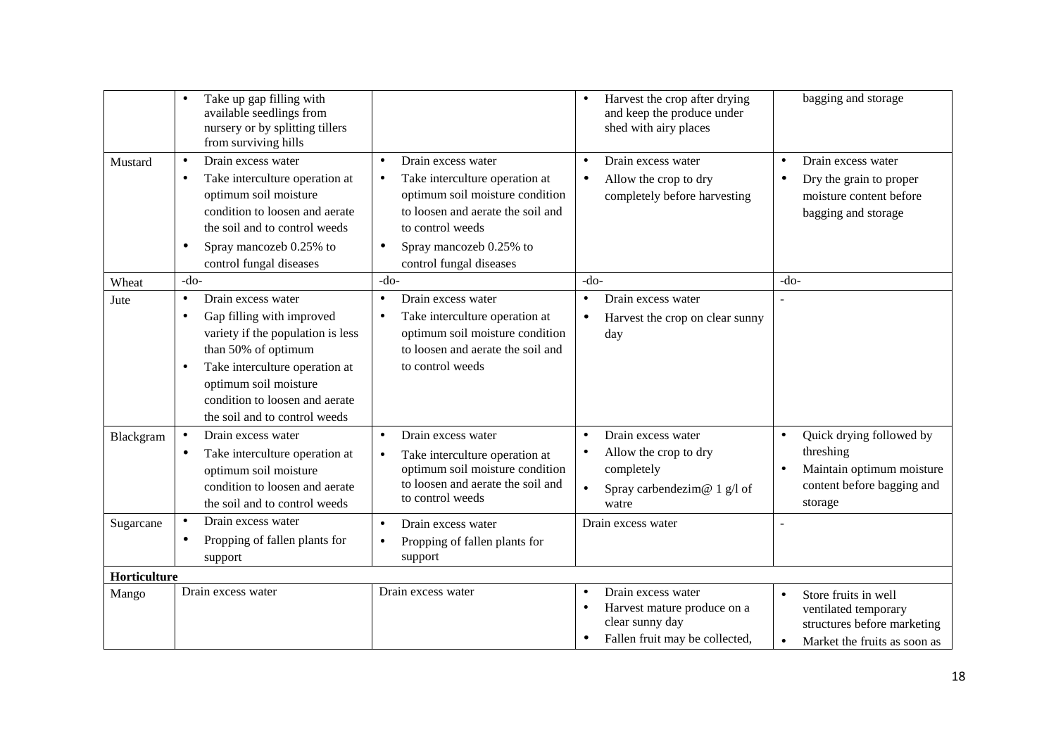| | | | | |
|---|---|---|---|---|
| | • Take up gap filling with available seedlings from nursery or by splitting tillers from surviving hills | | • Harvest the crop after drying and keep the produce under shed with airy places | bagging and storage |
| Mustard | • Drain excess water<br>• Take interculture operation at optimum soil moisture condition to loosen and aerate the soil and to control weeds<br>• Spray mancozeb 0.25% to control fungal diseases | • Drain excess water<br>• Take interculture operation at optimum soil moisture condition to loosen and aerate the soil and to control weeds<br>• Spray mancozeb 0.25% to control fungal diseases | • Drain excess water<br>• Allow the crop to dry completely before harvesting | • Drain excess water<br>• Dry the grain to proper moisture content before bagging and storage |
| Wheat | -do- | -do- | -do- | -do- |
| Jute | • Drain excess water<br>• Gap filling with improved variety if the population is less than 50% of optimum<br>• Take interculture operation at optimum soil moisture condition to loosen and aerate the soil and to control weeds | • Drain excess water<br>• Take interculture operation at optimum soil moisture condition to loosen and aerate the soil and to control weeds | • Drain excess water<br>• Harvest the crop on clear sunny day | - |
| Blackgram | • Drain excess water<br>• Take interculture operation at optimum soil moisture condition to loosen and aerate the soil and to control weeds | • Drain excess water<br>• Take interculture operation at optimum soil moisture condition to loosen and aerate the soil and to control weeds | • Drain excess water<br>• Allow the crop to dry completely<br>• Spray carbendezim@ 1 g/l of watre | • Quick drying followed by threshing<br>• Maintain optimum moisture content before bagging and storage |
| Sugarcane | • Drain excess water<br>• Propping of fallen plants for support | • Drain excess water<br>• Propping of fallen plants for support | Drain excess water | - |
| **Horticulture** | | | | |
| Mango | Drain excess water | Drain excess water | • Drain excess water<br>• Harvest mature produce on a clear sunny day<br>• Fallen fruit may be collected, | • Store fruits in well ventilated temporary structures before marketing<br>• Market the fruits as soon as |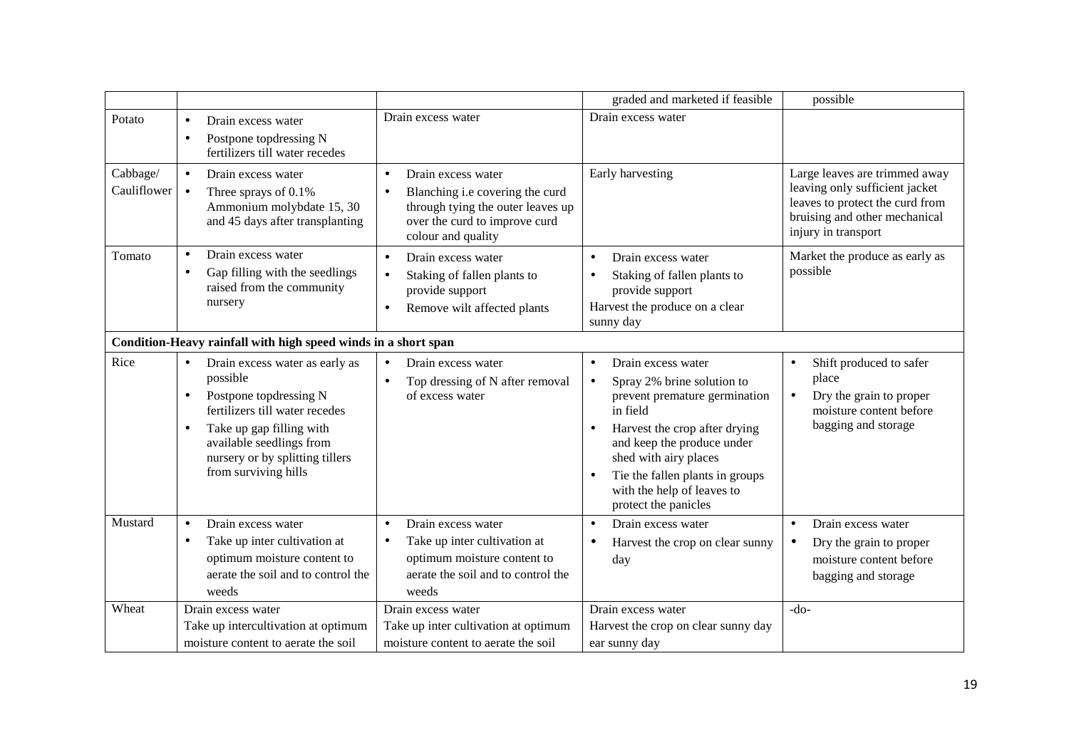| | | | | |
|---|---|---|---|---|
| | | | graded and marketed if feasible | possible |
| Potato | • Drain excess water<br>• Postpone topdressing N fertilizers till water recedes | Drain excess water | Drain excess water | |
| Cabbage/ Cauliflower | • Drain excess water<br>• Three sprays of 0.1% Ammonium molybdate 15, 30 and 45 days after transplanting | • Drain excess water<br>• Blanching i.e covering the curd through tying the outer leaves up over the curd to improve curd colour and quality | Early harvesting | Large leaves are trimmed away leaving only sufficient jacket leaves to protect the curd from bruising and other mechanical injury in transport |
| Tomato | • Drain excess water<br>• Gap filling with the seedlings raised from the community nursery | • Drain excess water<br>• Staking of fallen plants to provide support<br>• Remove wilt affected plants | • Drain excess water<br>• Staking of fallen plants to provide support<br>Harvest the produce on a clear sunny day | Market the produce as early as possible |
| **Condition-Heavy rainfall with high speed winds in a short span** | | | | |
| Rice | • Drain excess water as early as possible<br>• Postpone topdressing N fertilizers till water recedes<br>• Take up gap filling with available seedlings from nursery or by splitting tillers from surviving hills | • Drain excess water<br>• Top dressing of N after removal of excess water | • Drain excess water<br>• Spray 2% brine solution to prevent premature germination in field<br>• Harvest the crop after drying and keep the produce under shed with airy places<br>• Tie the fallen plants in groups with the help of leaves to protect the panicles | • Shift produced to safer place<br>• Dry the grain to proper moisture content before bagging and storage |
| Mustard | • Drain excess water<br>• Take up inter cultivation at optimum moisture content to aerate the soil and to control the weeds | • Drain excess water<br>• Take up inter cultivation at optimum moisture content to aerate the soil and to control the weeds | • Drain excess water<br>• Harvest the crop on clear sunny day | • Drain excess water<br>• Dry the grain to proper moisture content before bagging and storage |
| Wheat | Drain excess water<br>Take up intercultivation at optimum moisture content to aerate the soil | Drain excess water<br>Take up inter cultivation at optimum moisture content to aerate the soil | Drain excess water<br>Harvest the crop on clear sunny day ear sunny day | -do- |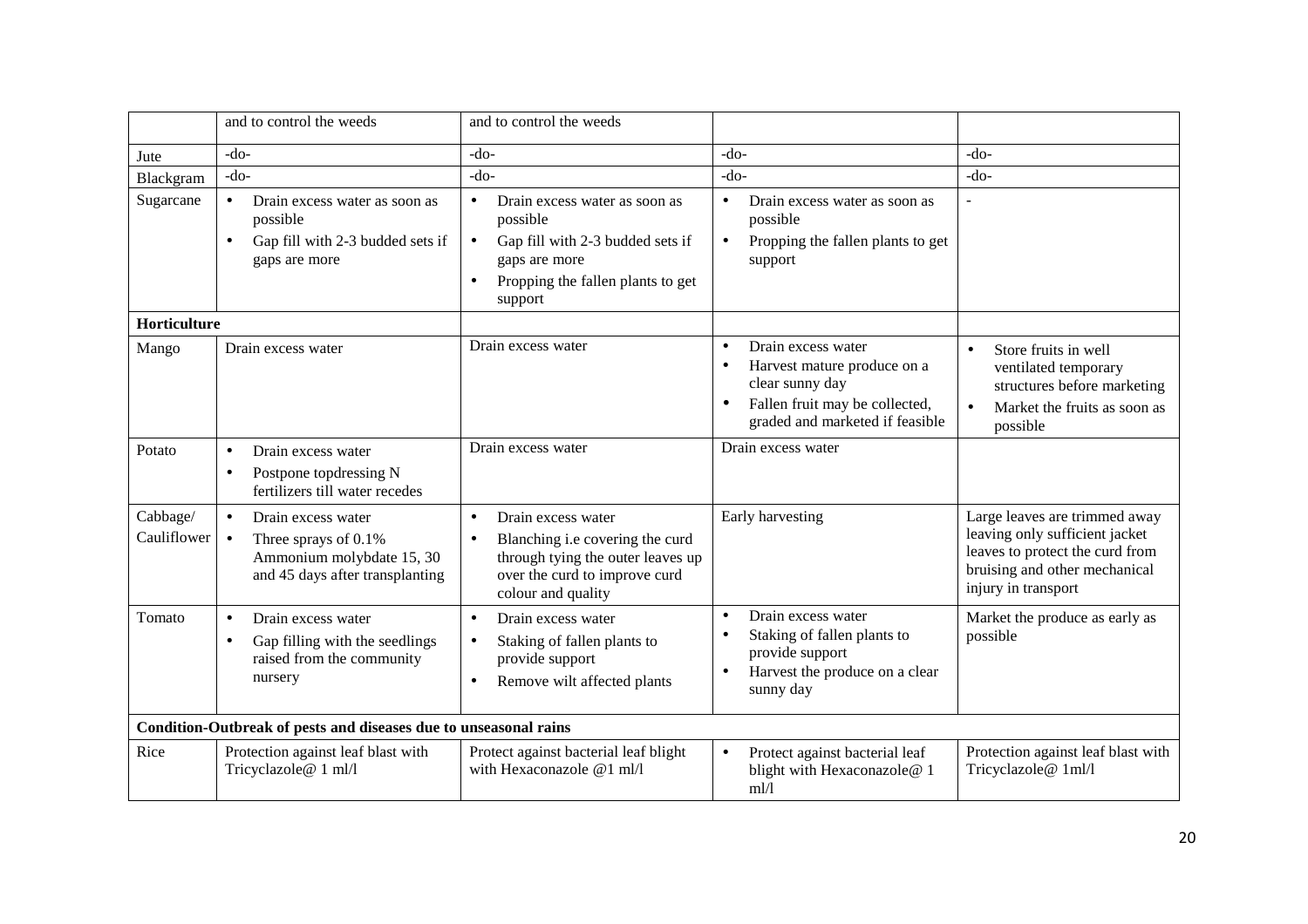| | | | | |
|---|---|---|---|---|
| | and to control the weeds | and to control the weeds | | |
| Jute | -do- | -do- | -do- | -do- |
| Blackgram | -do- | -do- | -do- | -do- |
| Sugarcane | • Drain excess water as soon as possible<br>• Gap fill with 2-3 budded sets if gaps are more | • Drain excess water as soon as possible<br>• Gap fill with 2-3 budded sets if gaps are more<br>• Propping the fallen plants to get support | • Drain excess water as soon as possible<br>• Propping the fallen plants to get support | - |
| **Horticulture** | | | | |
| Mango | Drain excess water | Drain excess water | • Drain excess water<br>• Harvest mature produce on a clear sunny day<br>• Fallen fruit may be collected, graded and marketed if feasible | • Store fruits in well ventilated temporary structures before marketing<br>• Market the fruits as soon as possible |
| Potato | • Drain excess water<br>• Postpone topdressing N fertilizers till water recedes | Drain excess water | Drain excess water | |
| Cabbage/ Cauliflower | • Drain excess water<br>• Three sprays of 0.1% Ammonium molybdate 15, 30 and 45 days after transplanting | • Drain excess water<br>• Blanching i.e covering the curd through tying the outer leaves up over the curd to improve curd colour and quality | Early harvesting | Large leaves are trimmed away leaving only sufficient jacket leaves to protect the curd from bruising and other mechanical injury in transport |
| Tomato | • Drain excess water<br>• Gap filling with the seedlings raised from the community nursery | • Drain excess water<br>• Staking of fallen plants to provide support<br>• Remove wilt affected plants | • Drain excess water<br>• Staking of fallen plants to provide support<br>• Harvest the produce on a clear sunny day | Market the produce as early as possible |
| **Condition-Outbreak of pests and diseases due to unseasonal rains** | | | | |
| Rice | Protection against leaf blast with Tricyclazole@ 1 ml/l | Protect against bacterial leaf blight with Hexaconazole @1 ml/l | • Protect against bacterial leaf blight with Hexaconazole@ 1 ml/l | Protection against leaf blast with Tricyclazole@ 1ml/l |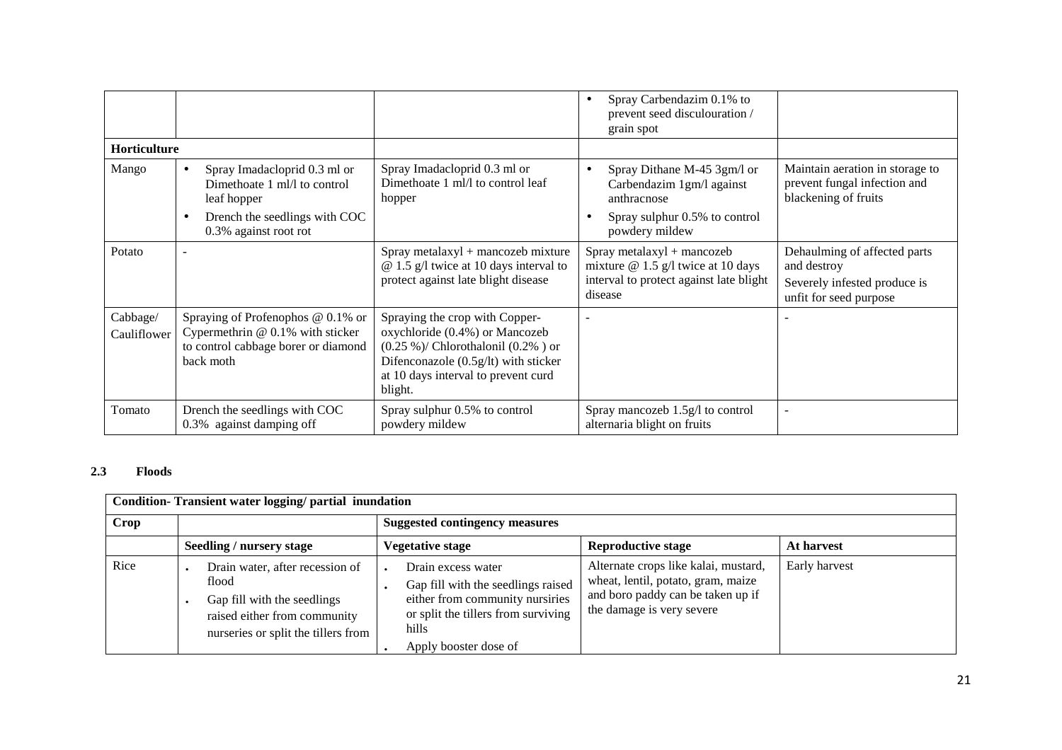| | | | | |
|---|---|---|---|---|
| | | | • Spray Carbendazim 0.1% to prevent seed disculouration / grain spot | |
| **Horticulture** | | | | |
| Mango | • Spray Imadacloprid 0.3 ml or Dimethoate 1 ml/l to control leaf hopper<br>• Drench the seedlings with COC 0.3% against root rot | Spray Imadacloprid 0.3 ml or Dimethoate 1 ml/l to control leaf hopper | • Spray Dithane M-45 3gm/l or Carbendazim 1gm/l against anthracnose<br>• Spray sulphur 0.5% to control powdery mildew | Maintain aeration in storage to prevent fungal infection and blackening of fruits |
| Potato | - | Spray metalaxyl + mancozeb mixture @ 1.5 g/l twice at 10 days interval to protect against late blight disease | Spray metalaxyl + mancozeb mixture @ 1.5 g/l twice at 10 days interval to protect against late blight disease | Dehaulming of affected parts and destroy<br>Severely infested produce is unfit for seed purpose |
| Cabbage/ Cauliflower | Spraying of Profenophos @ 0.1% or Cypermethrin @ 0.1% with sticker to control cabbage borer or diamond back moth | Spraying the crop with Copper-oxychloride (0.4%) or Mancozeb (0.25 %)/ Chlorothalonil (0.2% ) or Difenconazole (0.5g/lt) with sticker at 10 days interval to prevent curd blight. | - | - |
| Tomato | Drench the seedlings with COC 0.3% against damping off | Spray sulphur 0.5% to control powdery mildew | Spray mancozeb 1.5g/l to control alternaria blight on fruits | - |

**2.3 Floods**

| Condition- Transient water logging/ partial inundation | | | | |
|---|---|---|---|---|
| **Crop** | | **Suggested contingency measures** | | |
| | **Seedling / nursery stage** | **Vegetative stage** | **Reproductive stage** | **At harvest** |
| Rice | • Drain water, after recession of flood<br>• Gap fill with the seedlings raised either from community nurseries or split the tillers from | • Drain excess water<br>• Gap fill with the seedlings raised either from community nursiries or split the tillers from surviving hills<br>• Apply booster dose of | Alternate crops like kalai, mustard, wheat, lentil, potato, gram, maize and boro paddy can be taken up if the damage is very severe | Early harvest |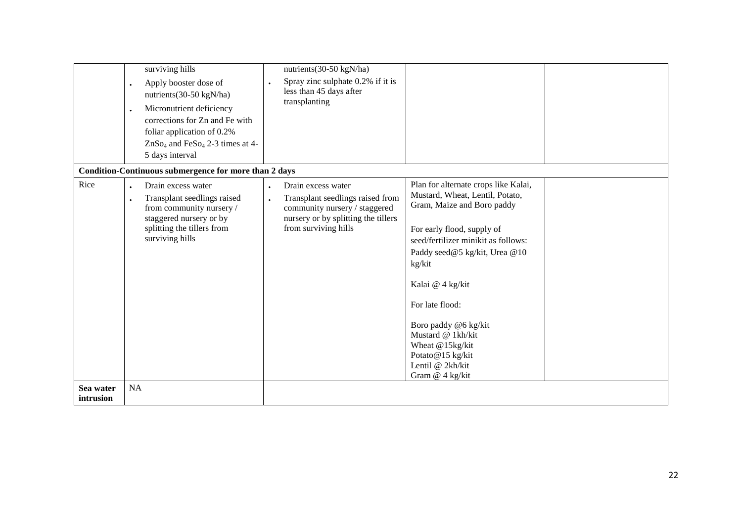| | | | | |
|---|---|---|---|---|
| | • surviving hills<br>• Apply booster dose of nutrients(30-50 kgN/ha)<br>• Micronutrient deficiency corrections for Zn and Fe with foliar application of 0.2% $ZnSo_4$ and $FeSo_4$ 2-3 times at 4-5 days interval | nutrients(30-50 kgN/ha)<br>• Spray zinc sulphate 0.2% if it is less than 45 days after transplanting | | |
| **Condition-Continuous submergence for more than 2 days** | | | | |
| Rice | • Drain excess water<br>• Transplant seedlings raised from community nursery / staggered nursery or by splitting the tillers from surviving hills | • Drain excess water<br>• Transplant seedlings raised from community nursery / staggered nursery or by splitting the tillers from surviving hills | Plan for alternate crops like Kalai, Mustard, Wheat, Lentil, Potato, Gram, Maize and Boro paddy<br><br>For early flood, supply of seed/fertilizer minikit as follows:<br>Paddy seed@5 kg/kit, Urea @10 kg/kit<br><br>Kalai @ 4 kg/kit<br><br>For late flood:<br><br>Boro paddy @6 kg/kit<br>Mustard @ 1kh/kit<br>Wheat @15kg/kit<br>Potato@15 kg/kit<br>Lentil @ 2kh/kit<br>Gram @ 4 kg/kit | |
| **Sea water intrusion** | NA | | | |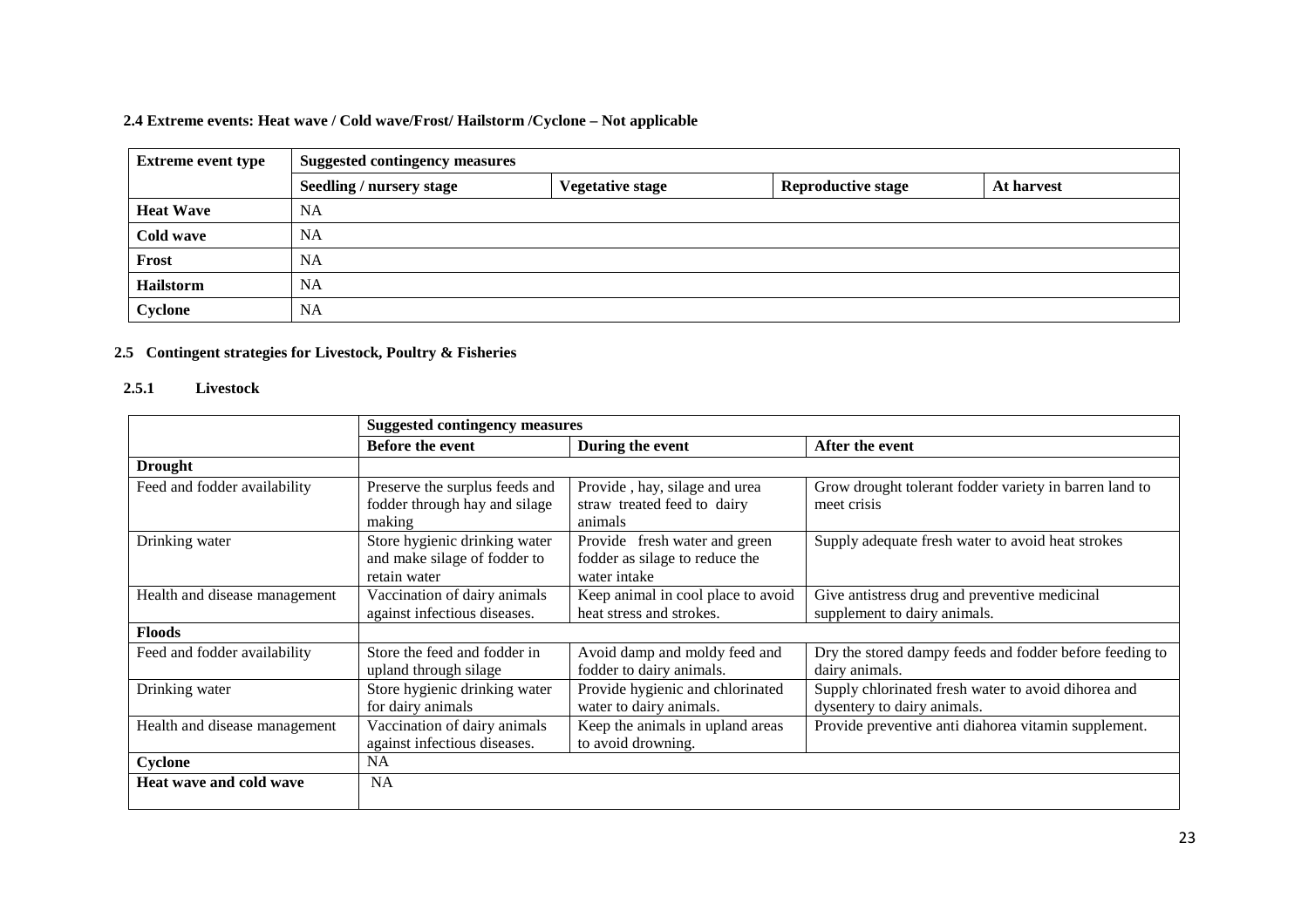### 2.4 Extreme events: Heat wave / Cold wave/Frost/ Hailstorm /Cyclone – Not applicable

| Extreme event type | Suggested contingency measures | | | |
|---|---|---|---|---|
| | **Seedling / nursery stage** | **Vegetative stage** | **Reproductive stage** | **At harvest** |
| **Heat Wave** | NA | | | |
| **Cold wave** | NA | | | |
| **Frost** | NA | | | |
| **Hailstorm** | NA | | | |
| **Cyclone** | NA | | | |

## 2.5 Contingent strategies for Livestock, Poultry & Fisheries

### 2.5.1 Livestock

| | Suggested contingency measures | | |
|---|---|---|---|
| | **Before the event** | **During the event** | **After the event** |
| **Drought** | | | |
| Feed and fodder availability | Preserve the surplus feeds and fodder through hay and silage making | Provide , hay, silage and urea straw treated feed to dairy animals | Grow drought tolerant fodder variety in barren land to meet crisis |
| Drinking water | Store hygienic drinking water and make silage of fodder to retain water | Provide fresh water and green fodder as silage to reduce the water intake | Supply adequate fresh water to avoid heat strokes |
| Health and disease management | Vaccination of dairy animals against infectious diseases. | Keep animal in cool place to avoid heat stress and strokes. | Give antistress drug and preventive medicinal supplement to dairy animals. |
| **Floods** | | | |
| Feed and fodder availability | Store the feed and fodder in upland through silage | Avoid damp and moldy feed and fodder to dairy animals. | Dry the stored dampy feeds and fodder before feeding to dairy animals. |
| Drinking water | Store hygienic drinking water for dairy animals | Provide hygienic and chlorinated water to dairy animals. | Supply chlorinated fresh water to avoid dihorea and dysentery to dairy animals. |
| Health and disease management | Vaccination of dairy animals against infectious diseases. | Keep the animals in upland areas to avoid drowning. | Provide preventive anti diahorea vitamin supplement. |
| **Cyclone** | NA | | |
| **Heat wave and cold wave** | NA | | |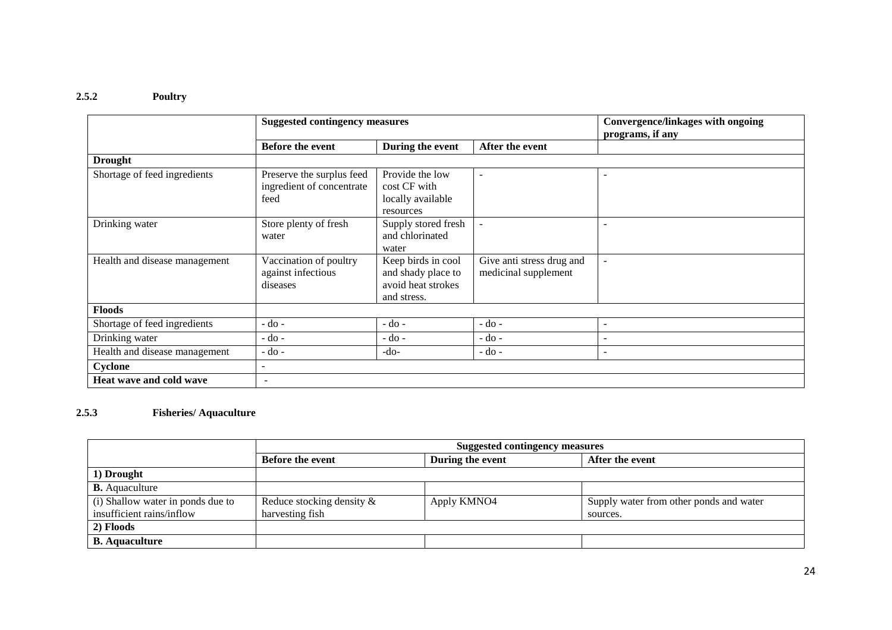### 2.5.2 Poultry

| | Suggested contingency measures | | | Convergence/linkages with ongoing programs, if any |
|---|---|---|---|---|
| | Before the event | During the event | After the event | |
| **Drought** | | | | |
| Shortage of feed ingredients | Preserve the surplus feed ingredient of concentrate feed | Provide the low cost CF with locally available resources | - | - |
| Drinking water | Store plenty of fresh water | Supply stored fresh and chlorinated water | - | - |
| Health and disease management | Vaccination of poultry against infectious diseases | Keep birds in cool and shady place to avoid heat strokes and stress. | Give anti stress drug and medicinal supplement | - |
| **Floods** | | | | |
| Shortage of feed ingredients | - do - | - do - | - do - | - |
| Drinking water | - do - | - do - | - do - | - |
| Health and disease management | - do - | -do- | - do - | - |
| **Cyclone** | - | | | |
| **Heat wave and cold wave** | - | | | |

### 2.5.3 Fisheries/ Aquaculture

| | Suggested contingency measures | | |
|---|---|---|---|
| | Before the event | During the event | After the event |
| **1) Drought** | | | |
| **B.** Aquaculture | | | |
| (i) Shallow water in ponds due to insufficient rains/inflow | Reduce stocking density & harvesting fish | Apply $KMNO_4$ | Supply water from other ponds and water sources. |
| **2) Floods** | | | |
| **B. Aquaculture** | | | |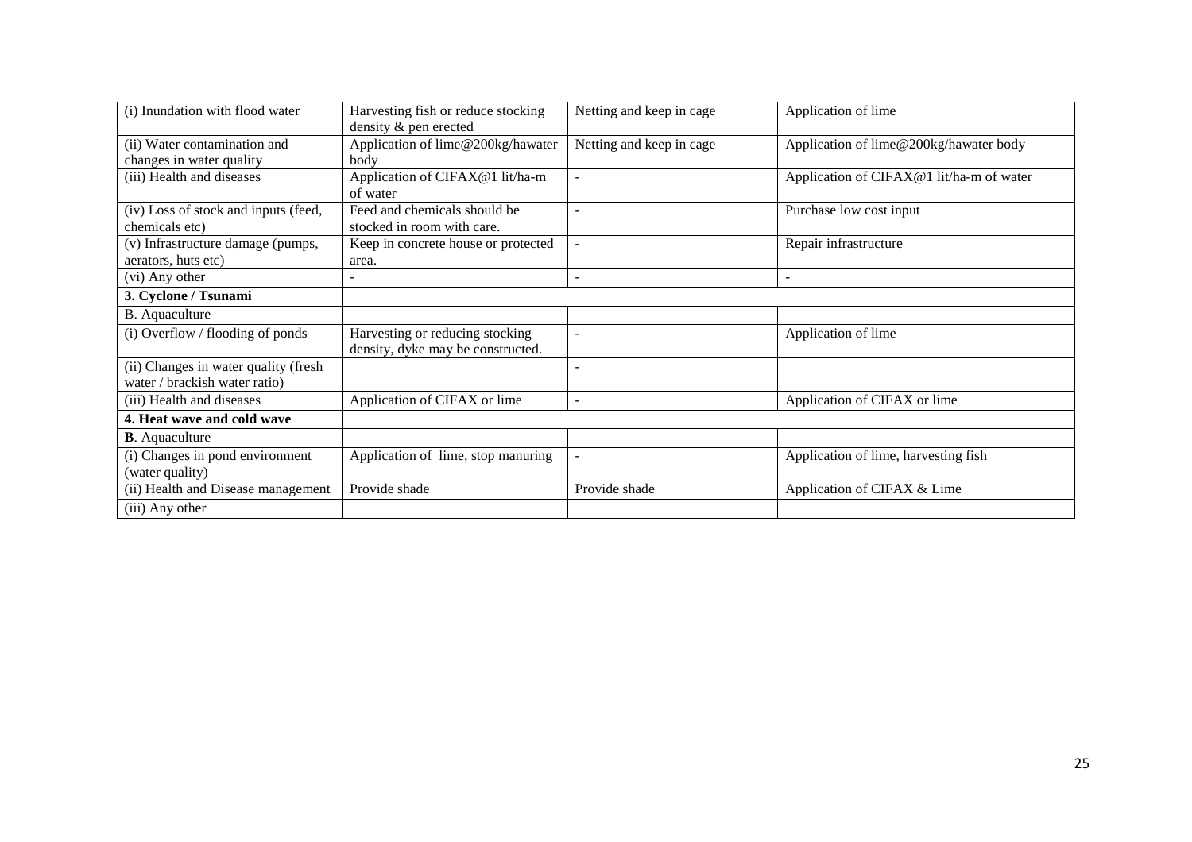| | | | |
|---|---|---|---|
| (i) Inundation with flood water | Harvesting fish or reduce stocking density & pen erected | Netting and keep in cage | Application of lime |
| (ii) Water contamination and changes in water quality | Application of lime@200kg/hawater body | Netting and keep in cage | Application of lime@200kg/hawater body |
| (iii) Health and diseases | Application of CIFAX@1 lit/ha-m of water | - | Application of CIFAX@1 lit/ha-m of water |
| (iv) Loss of stock and inputs (feed, chemicals etc) | Feed and chemicals should be stocked in room with care. | - | Purchase low cost input |
| (v) Infrastructure damage (pumps, aerators, huts etc) | Keep in concrete house or protected area. | - | Repair infrastructure |
| (vi) Any other | - | - | - |
| **3. Cyclone / Tsunami** | | | |
| B. Aquaculture | | | |
| (i) Overflow / flooding of ponds | Harvesting or reducing stocking density, dyke may be constructed. | - | Application of lime |
| (ii) Changes in water quality (fresh water / brackish water ratio) | | - | |
| (iii) Health and diseases | Application of CIFAX or lime | - | Application of CIFAX or lime |
| **4. Heat wave and cold wave** | | | |
| **B**. Aquaculture | | | |
| (i) Changes in pond environment (water quality) | Application of lime, stop manuring | - | Application of lime, harvesting fish |
| (ii) Health and Disease management | Provide shade | Provide shade | Application of CIFAX & Lime |
| (iii) Any other | | | |